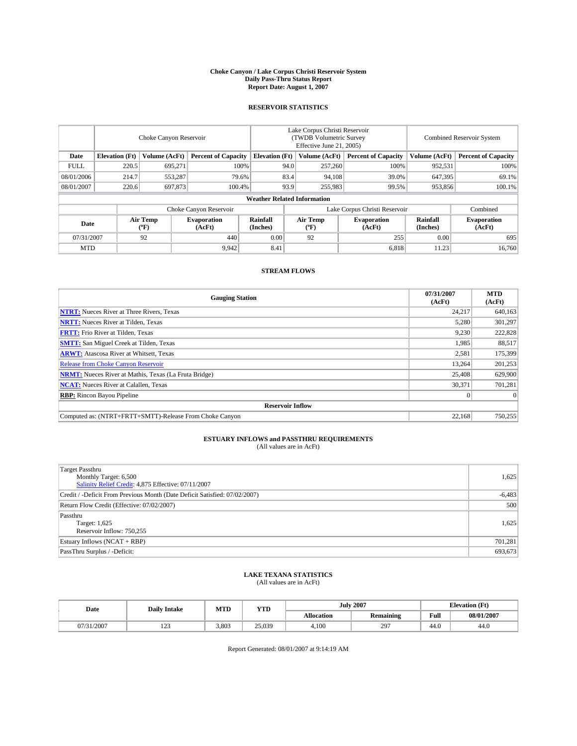# Choke Canyon / Lake Corpus Christi Reservoir System
## Daily Pass-Thru Status Report
### Report Date: August 1, 2007

## RESERVOIR STATISTICS

| | Choke Canyon Reservoir | | | Lake Corpus Christi Reservoir (TWDB Volumetric Survey Effective June 21, 2005) | | | Combined Reservoir System | |
|---|---|---|---|---|---|---|---|---|
| Date | Elevation (Ft) | Volume (AcFt) | Percent of Capacity | Elevation (Ft) | Volume (AcFt) | Percent of Capacity | Volume (AcFt) | Percent of Capacity |
| FULL | 220.5 | 695,271 | 100% | 94.0 | 257,260 | 100% | 952,531 | 100% |
| 08/01/2006 | 214.7 | 553,287 | 79.6% | 83.4 | 94,108 | 39.0% | 647,395 | 69.1% |
| 08/01/2007 | 220.6 | 697,873 | 100.4% | 93.9 | 255,983 | 99.5% | 953,856 | 100.1% |

**Weather Related Information**

| | Choke Canyon Reservoir | | | Lake Corpus Christi Reservoir | | | Combined |
|---|---|---|---|---|---|---|---|
| Date | Air Temp (°F) | Evaporation (AcFt) | Rainfall (Inches) | Air Temp (°F) | Evaporation (AcFt) | Rainfall (Inches) | Evaporation (AcFt) |
| 07/31/2007 | 92 | 440 | 0.00 | 92 | 255 | 0.00 | 695 |
| MTD | | 9,942 | 8.41 | | 6,818 | 11.23 | 16,760 |

## STREAM FLOWS

| Gauging Station | 07/31/2007 (AcFt) | MTD (AcFt) |
|---|---|---|
| **NTRT:** Nueces River at Three Rivers, Texas | 24,217 | 640,163 |
| **NRTT:** Nueces River at Tilden, Texas | 5,280 | 301,297 |
| **FRTT:** Frio River at Tilden, Texas | 9,230 | 222,828 |
| **SMTT:** San Miguel Creek at Tilden, Texas | 1,985 | 88,517 |
| **ARWT:** Atascosa River at Whitsett, Texas | 2,581 | 175,399 |
| Release from Choke Canyon Reservoir | 13,264 | 201,253 |
| **NRMT:** Nueces River at Mathis, Texas (La Fruta Bridge) | 25,408 | 629,900 |
| **NCAT:** Nueces River at Calallen, Texas | 30,371 | 701,281 |
| **RBP:** Rincon Bayou Pipeline | 0 | 0 |
| **Reservoir Inflow** | | |
| Computed as: (NTRT+FRTT+SMTT)-Release From Choke Canyon | 22,168 | 750,255 |

## ESTUARY INFLOWS and PASSTHRU REQUIREMENTS
(All values are in AcFt)

| | |
|---|---|
| Target Passthru<br>Monthly Target: 6,500<br>Salinity Relief Credit: 4,875 Effective: 07/11/2007 | 1,625 |
| Credit / -Deficit From Previous Month (Date Deficit Satisfied: 07/02/2007) | -6,483 |
| Return Flow Credit (Effective: 07/02/2007) | 500 |
| Passthru<br>Target: 1,625<br>Reservoir Inflow: 750,255 | 1,625 |
| Estuary Inflows (NCAT + RBP) | 701,281 |
| PassThru Surplus / -Deficit: | 693,673 |

## LAKE TEXANA STATISTICS
(All values are in AcFt)

| Date | Daily Intake | MTD | YTD | July 2007 | | Elevation (Ft) | |
|---|---|---|---|---|---|---|---|
| | | | | Allocation | Remaining | Full | 08/01/2007 |
| 07/31/2007 | 123 | 3,803 | 25,039 | 4,100 | 297 | 44.0 | 44.0 |

Report Generated: 08/01/2007 at 9:14:19 AM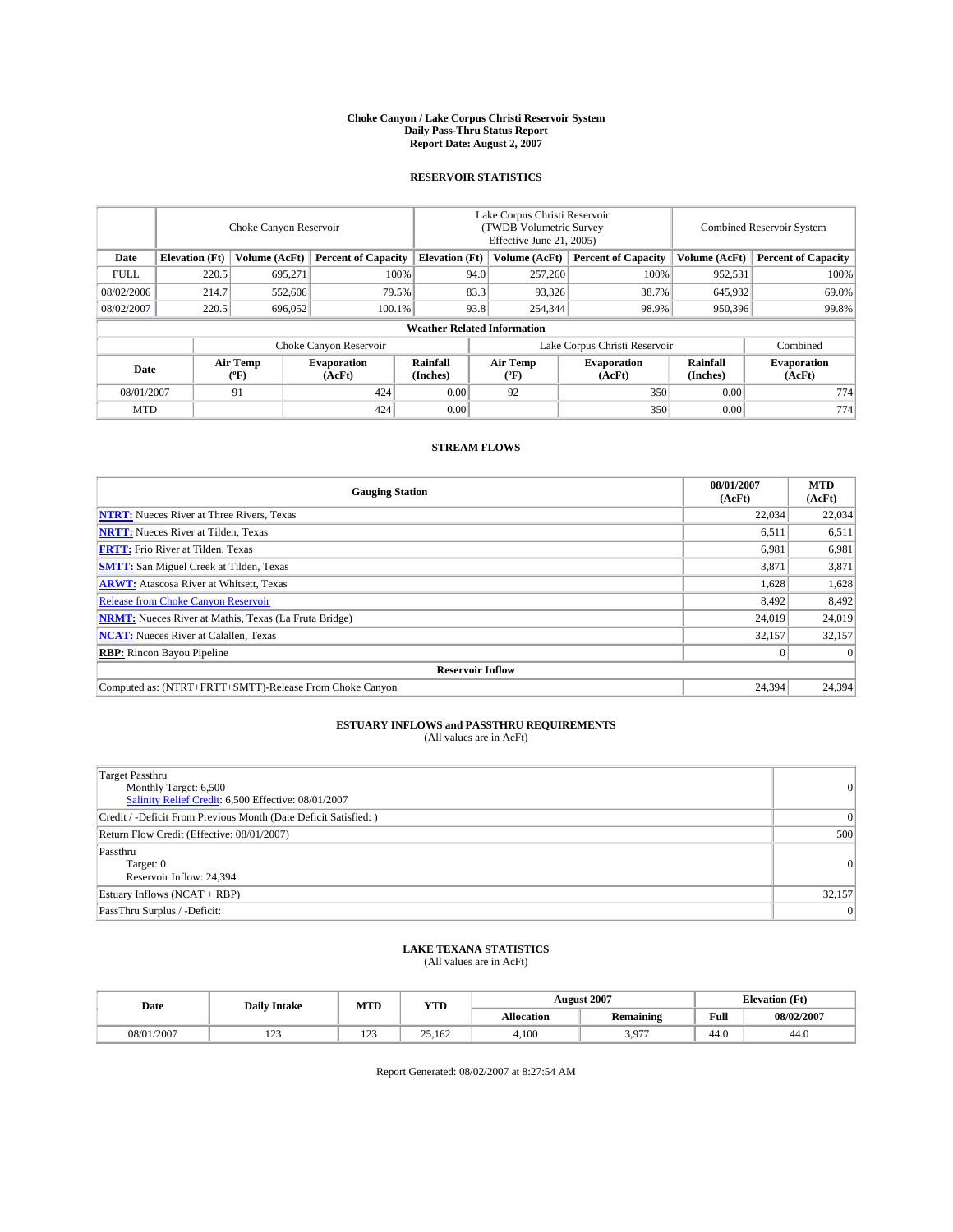# Choke Canyon / Lake Corpus Christi Reservoir System
## Daily Pass-Thru Status Report
### Report Date: August 2, 2007

## RESERVOIR STATISTICS

| | Choke Canyon Reservoir | | | Lake Corpus Christi Reservoir (TWDB Volumetric Survey Effective June 21, 2005) | | | Combined Reservoir System | |
|---|---|---|---|---|---|---|---|---|
| Date | Elevation (Ft) | Volume (AcFt) | Percent of Capacity | Elevation (Ft) | Volume (AcFt) | Percent of Capacity | Volume (AcFt) | Percent of Capacity |
| FULL | 220.5 | 695,271 | 100% | 94.0 | 257,260 | 100% | 952,531 | 100% |
| 08/02/2006 | 214.7 | 552,606 | 79.5% | 83.3 | 93,326 | 38.7% | 645,932 | 69.0% |
| 08/02/2007 | 220.5 | 696,052 | 100.1% | 93.8 | 254,344 | 98.9% | 950,396 | 99.8% |

**Weather Related Information**

| | Choke Canyon Reservoir | | | Lake Corpus Christi Reservoir | | | Combined |
|---|---|---|---|---|---|---|---|
| Date | Air Temp (ºF) | Evaporation (AcFt) | Rainfall (Inches) | Air Temp (ºF) | Evaporation (AcFt) | Rainfall (Inches) | Evaporation (AcFt) |
| 08/01/2007 | 91 | 424 | 0.00 | 92 | 350 | 0.00 | 774 |
| MTD | | 424 | 0.00 | | 350 | 0.00 | 774 |

## STREAM FLOWS

| Gauging Station | 08/01/2007 (AcFt) | MTD (AcFt) |
|---|---|---|
| **NTRT:** Nueces River at Three Rivers, Texas | 22,034 | 22,034 |
| **NRTT:** Nueces River at Tilden, Texas | 6,511 | 6,511 |
| **FRTT:** Frio River at Tilden, Texas | 6,981 | 6,981 |
| **SMTT:** San Miguel Creek at Tilden, Texas | 3,871 | 3,871 |
| **ARWT:** Atascosa River at Whitsett, Texas | 1,628 | 1,628 |
| Release from Choke Canyon Reservoir | 8,492 | 8,492 |
| **NRMT:** Nueces River at Mathis, Texas (La Fruta Bridge) | 24,019 | 24,019 |
| **NCAT:** Nueces River at Calallen, Texas | 32,157 | 32,157 |
| **RBP:** Rincon Bayou Pipeline | 0 | 0 |
| **Reservoir Inflow** | | |
| Computed as: (NTRT+FRTT+SMTT)-Release From Choke Canyon | 24,394 | 24,394 |

## ESTUARY INFLOWS and PASSTHRU REQUIREMENTS
(All values are in AcFt)

| | |
|---|---|
| Target Passthru<br>Monthly Target: 6,500<br>Salinity Relief Credit: 6,500 Effective: 08/01/2007 | 0 |
| Credit / -Deficit From Previous Month (Date Deficit Satisfied: ) | 0 |
| Return Flow Credit (Effective: 08/01/2007) | 500 |
| Passthru<br>Target: 0<br>Reservoir Inflow: 24,394 | 0 |
| Estuary Inflows (NCAT + RBP) | 32,157 |
| PassThru Surplus / -Deficit: | 0 |

## LAKE TEXANA STATISTICS
(All values are in AcFt)

| Date | Daily Intake | MTD | YTD | August 2007 | | Elevation (Ft) | |
|---|---|---|---|---|---|---|---|
| | | | | Allocation | Remaining | Full | 08/02/2007 |
| 08/01/2007 | 123 | 123 | 25,162 | 4,100 | 3,977 | 44.0 | 44.0 |

Report Generated: 08/02/2007 at 8:27:54 AM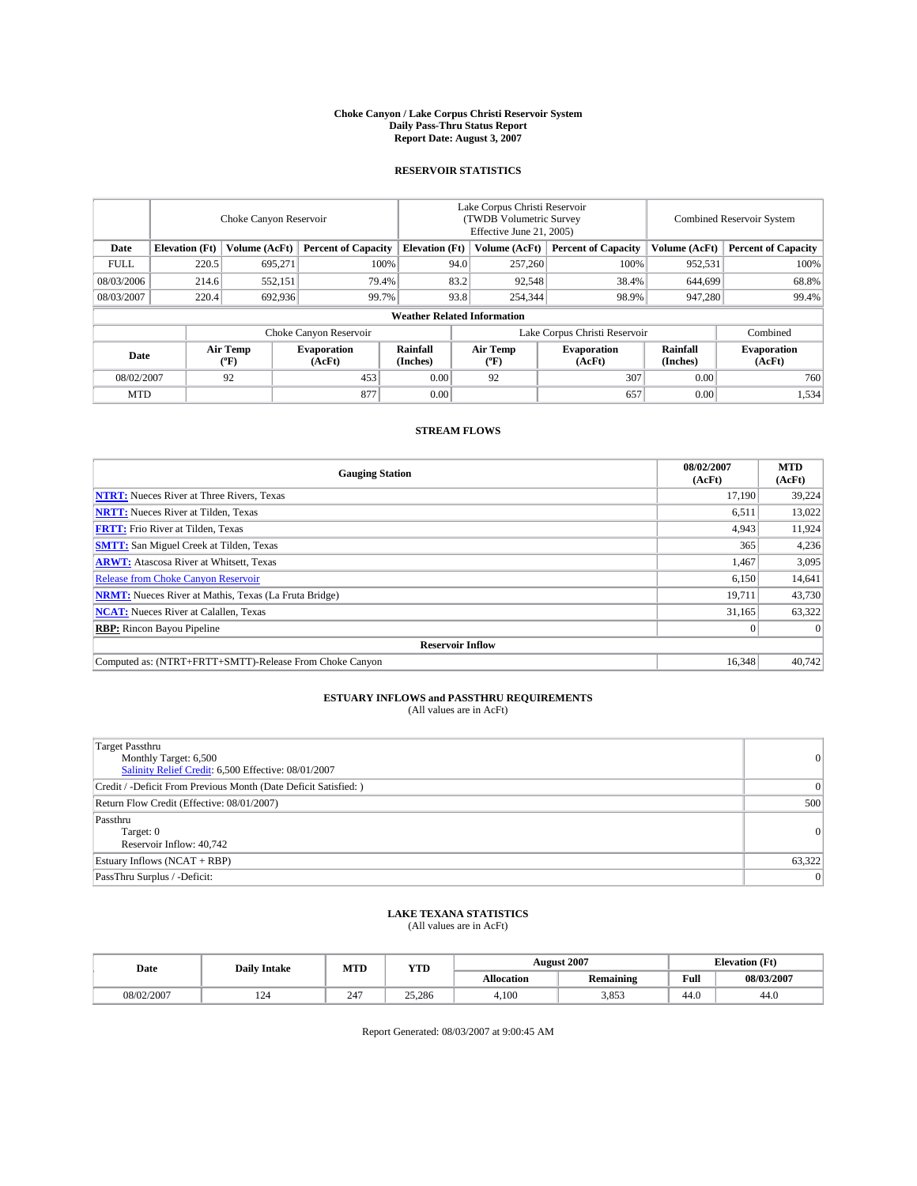# Choke Canyon / Lake Corpus Christi Reservoir System
## Daily Pass-Thru Status Report
### Report Date: August 3, 2007

## RESERVOIR STATISTICS

| | Choke Canyon Reservoir | | | Lake Corpus Christi Reservoir (TWDB Volumetric Survey Effective June 21, 2005) | | | Combined Reservoir System | |
|---|---|---|---|---|---|---|---|---|
| Date | Elevation (Ft) | Volume (AcFt) | Percent of Capacity | Elevation (Ft) | Volume (AcFt) | Percent of Capacity | Volume (AcFt) | Percent of Capacity |
| FULL | 220.5 | 695,271 | 100% | 94.0 | 257,260 | 100% | 952,531 | 100% |
| 08/03/2006 | 214.6 | 552,151 | 79.4% | 83.2 | 92,548 | 38.4% | 644,699 | 68.8% |
| 08/03/2007 | 220.4 | 692,936 | 99.7% | 93.8 | 254,344 | 98.9% | 947,280 | 99.4% |

**Weather Related Information**

| | Choke Canyon Reservoir | | | Lake Corpus Christi Reservoir | | | Combined |
|---|---|---|---|---|---|---|---|
| Date | Air Temp (°F) | Evaporation (AcFt) | Rainfall (Inches) | Air Temp (°F) | Evaporation (AcFt) | Rainfall (Inches) | Evaporation (AcFt) |
| 08/02/2007 | 92 | 453 | 0.00 | 92 | 307 | 0.00 | 760 |
| MTD | | 877 | 0.00 | | 657 | 0.00 | 1,534 |

## STREAM FLOWS

| Gauging Station | 08/02/2007 (AcFt) | MTD (AcFt) |
|---|---|---|
| NTRT: Nueces River at Three Rivers, Texas | 17,190 | 39,224 |
| NRTT: Nueces River at Tilden, Texas | 6,511 | 13,022 |
| FRTT: Frio River at Tilden, Texas | 4,943 | 11,924 |
| SMTT: San Miguel Creek at Tilden, Texas | 365 | 4,236 |
| ARWT: Atascosa River at Whitsett, Texas | 1,467 | 3,095 |
| Release from Choke Canyon Reservoir | 6,150 | 14,641 |
| NRMT: Nueces River at Mathis, Texas (La Fruta Bridge) | 19,711 | 43,730 |
| NCAT: Nueces River at Calallen, Texas | 31,165 | 63,322 |
| RBP: Rincon Bayou Pipeline | 0 | 0 |
| **Reservoir Inflow** | | |
| Computed as: (NTRT+FRTT+SMTT)-Release From Choke Canyon | 16,348 | 40,742 |

## ESTUARY INFLOWS and PASSTHRU REQUIREMENTS
(All values are in AcFt)

| | |
|---|---|
| Target Passthru<br>Monthly Target: 6,500<br>Salinity Relief Credit: 6,500 Effective: 08/01/2007 | 0 |
| Credit / -Deficit From Previous Month (Date Deficit Satisfied: ) | 0 |
| Return Flow Credit (Effective: 08/01/2007) | 500 |
| Passthru<br>Target: 0<br>Reservoir Inflow: 40,742 | 0 |
| Estuary Inflows (NCAT + RBP) | 63,322 |
| PassThru Surplus / -Deficit: | 0 |

## LAKE TEXANA STATISTICS
(All values are in AcFt)

| Date | Daily Intake | MTD | YTD | August 2007 | | Elevation (Ft) | |
|---|---|---|---|---|---|---|---|
| | | | | Allocation | Remaining | Full | 08/03/2007 |
| 08/02/2007 | 124 | 247 | 25,286 | 4,100 | 3,853 | 44.0 | 44.0 |

Report Generated: 08/03/2007 at 9:00:45 AM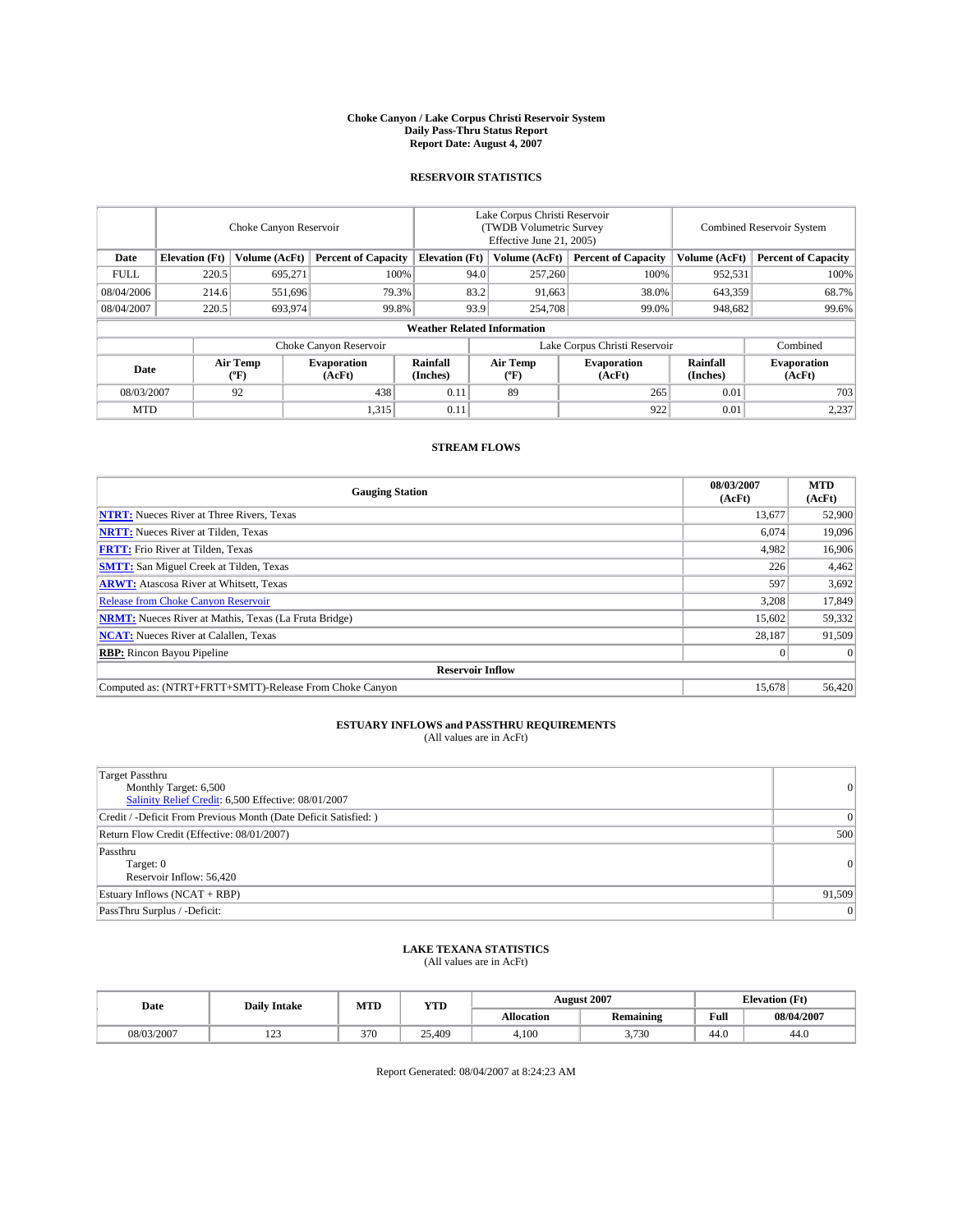# Choke Canyon / Lake Corpus Christi Reservoir System
## Daily Pass-Thru Status Report
### Report Date: August 4, 2007

## RESERVOIR STATISTICS

| | Choke Canyon Reservoir | | | Lake Corpus Christi Reservoir (TWDB Volumetric Survey Effective June 21, 2005) | | | Combined Reservoir System | |
|---|---|---|---|---|---|---|---|---|
| Date | Elevation (Ft) | Volume (AcFt) | Percent of Capacity | Elevation (Ft) | Volume (AcFt) | Percent of Capacity | Volume (AcFt) | Percent of Capacity |
| FULL | 220.5 | 695,271 | 100% | 94.0 | 257,260 | 100% | 952,531 | 100% |
| 08/04/2006 | 214.6 | 551,696 | 79.3% | 83.2 | 91,663 | 38.0% | 643,359 | 68.7% |
| 08/04/2007 | 220.5 | 693,974 | 99.8% | 93.9 | 254,708 | 99.0% | 948,682 | 99.6% |

**Weather Related Information**

| | Choke Canyon Reservoir | | | Lake Corpus Christi Reservoir | | | Combined |
|---|---|---|---|---|---|---|---|
| Date | Air Temp (°F) | Evaporation (AcFt) | Rainfall (Inches) | Air Temp (°F) | Evaporation (AcFt) | Rainfall (Inches) | Evaporation (AcFt) |
| 08/03/2007 | 92 | 438 | 0.11 | 89 | 265 | 0.01 | 703 |
| MTD | | 1,315 | 0.11 | | 922 | 0.01 | 2,237 |

## STREAM FLOWS

| Gauging Station | 08/03/2007 (AcFt) | MTD (AcFt) |
|---|---|---|
| **NTRT:** Nueces River at Three Rivers, Texas | 13,677 | 52,900 |
| **NRTT:** Nueces River at Tilden, Texas | 6,074 | 19,096 |
| **FRTT:** Frio River at Tilden, Texas | 4,982 | 16,906 |
| **SMTT:** San Miguel Creek at Tilden, Texas | 226 | 4,462 |
| **ARWT:** Atascosa River at Whitsett, Texas | 597 | 3,692 |
| Release from Choke Canyon Reservoir | 3,208 | 17,849 |
| **NRMT:** Nueces River at Mathis, Texas (La Fruta Bridge) | 15,602 | 59,332 |
| **NCAT:** Nueces River at Calallen, Texas | 28,187 | 91,509 |
| **RBP:** Rincon Bayou Pipeline | 0 | 0 |
| **Reservoir Inflow** | | |
| Computed as: (NTRT+FRTT+SMTT)-Release From Choke Canyon | 15,678 | 56,420 |

## ESTUARY INFLOWS and PASSTHRU REQUIREMENTS
(All values are in AcFt)

| | |
|---|---|
| Target Passthru<br>Monthly Target: 6,500<br>Salinity Relief Credit: 6,500 Effective: 08/01/2007 | 0 |
| Credit / -Deficit From Previous Month (Date Deficit Satisfied: ) | 0 |
| Return Flow Credit (Effective: 08/01/2007) | 500 |
| Passthru<br>Target: 0<br>Reservoir Inflow: 56,420 | 0 |
| Estuary Inflows (NCAT + RBP) | 91,509 |
| PassThru Surplus / -Deficit: | 0 |

## LAKE TEXANA STATISTICS
(All values are in AcFt)

| Date | Daily Intake | MTD | YTD | August 2007 | | Elevation (Ft) | |
|---|---|---|---|---|---|---|---|
| | | | | Allocation | Remaining | Full | 08/04/2007 |
| 08/03/2007 | 123 | 370 | 25,409 | 4,100 | 3,730 | 44.0 | 44.0 |

Report Generated: 08/04/2007 at 8:24:23 AM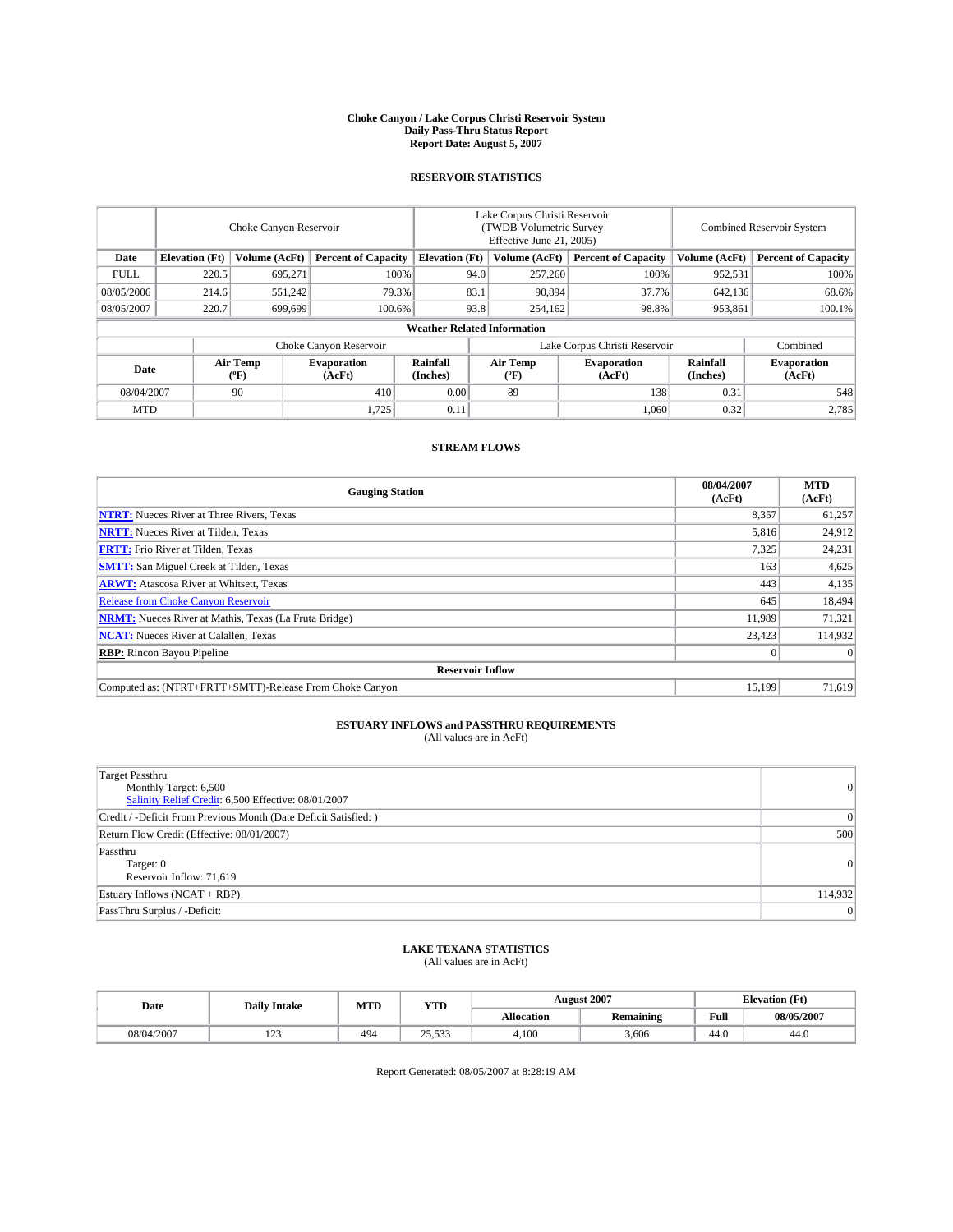**Choke Canyon / Lake Corpus Christi Reservoir System**
**Daily Pass-Thru Status Report**
**Report Date: August 5, 2007**

## RESERVOIR STATISTICS

| | Choke Canyon Reservoir | | | Lake Corpus Christi Reservoir (TWDB Volumetric Survey Effective June 21, 2005) | | | Combined Reservoir System | |
|---|---|---|---|---|---|---|---|---|
| **Date** | **Elevation (Ft)** | **Volume (AcFt)** | **Percent of Capacity** | **Elevation (Ft)** | **Volume (AcFt)** | **Percent of Capacity** | **Volume (AcFt)** | **Percent of Capacity** |
| FULL | 220.5 | 695,271 | 100% | 94.0 | 257,260 | 100% | 952,531 | 100% |
| 08/05/2006 | 214.6 | 551,242 | 79.3% | 83.1 | 90,894 | 37.7% | 642,136 | 68.6% |
| 08/05/2007 | 220.7 | 699,699 | 100.6% | 93.8 | 254,162 | 98.8% | 953,861 | 100.1% |

**Weather Related Information**

| | Choke Canyon Reservoir | | | Lake Corpus Christi Reservoir | | | Combined |
|---|---|---|---|---|---|---|---|
| **Date** | **Air Temp (°F)** | **Evaporation (AcFt)** | **Rainfall (Inches)** | **Air Temp (°F)** | **Evaporation (AcFt)** | **Rainfall (Inches)** | **Evaporation (AcFt)** |
| 08/04/2007 | 90 | 410 | 0.00 | 89 | 138 | 0.31 | 548 |
| MTD | | 1,725 | 0.11 | | 1,060 | 0.32 | 2,785 |

## STREAM FLOWS

| Gauging Station | 08/04/2007 (AcFt) | MTD (AcFt) |
|---|---|---|
| **NTRT:** Nueces River at Three Rivers, Texas | 8,357 | 61,257 |
| **NRTT:** Nueces River at Tilden, Texas | 5,816 | 24,912 |
| **FRTT:** Frio River at Tilden, Texas | 7,325 | 24,231 |
| **SMTT:** San Miguel Creek at Tilden, Texas | 163 | 4,625 |
| **ARWT:** Atascosa River at Whitsett, Texas | 443 | 4,135 |
| Release from Choke Canyon Reservoir | 645 | 18,494 |
| **NRMT:** Nueces River at Mathis, Texas (La Fruta Bridge) | 11,989 | 71,321 |
| **NCAT:** Nueces River at Calallen, Texas | 23,423 | 114,932 |
| **RBP:** Rincon Bayou Pipeline | 0 | 0 |
| **Reservoir Inflow** | | |
| Computed as: (NTRT+FRTT+SMTT)-Release From Choke Canyon | 15,199 | 71,619 |

## ESTUARY INFLOWS and PASSTHRU REQUIREMENTS
(All values are in AcFt)

| | |
|---|---|
| Target Passthru<br>Monthly Target: 6,500<br>Salinity Relief Credit: 6,500 Effective: 08/01/2007 | 0 |
| Credit / -Deficit From Previous Month (Date Deficit Satisfied: ) | 0 |
| Return Flow Credit (Effective: 08/01/2007) | 500 |
| Passthru<br>Target: 0<br>Reservoir Inflow: 71,619 | 0 |
| Estuary Inflows (NCAT + RBP) | 114,932 |
| PassThru Surplus / -Deficit: | 0 |

## LAKE TEXANA STATISTICS
(All values are in AcFt)

| Date | Daily Intake | MTD | YTD | August 2007 | | Elevation (Ft) | |
|---|---|---|---|---|---|---|---|
| | | | | **Allocation** | **Remaining** | **Full** | **08/05/2007** |
| 08/04/2007 | 123 | 494 | 25,533 | 4,100 | 3,606 | 44.0 | 44.0 |

Report Generated: 08/05/2007 at 8:28:19 AM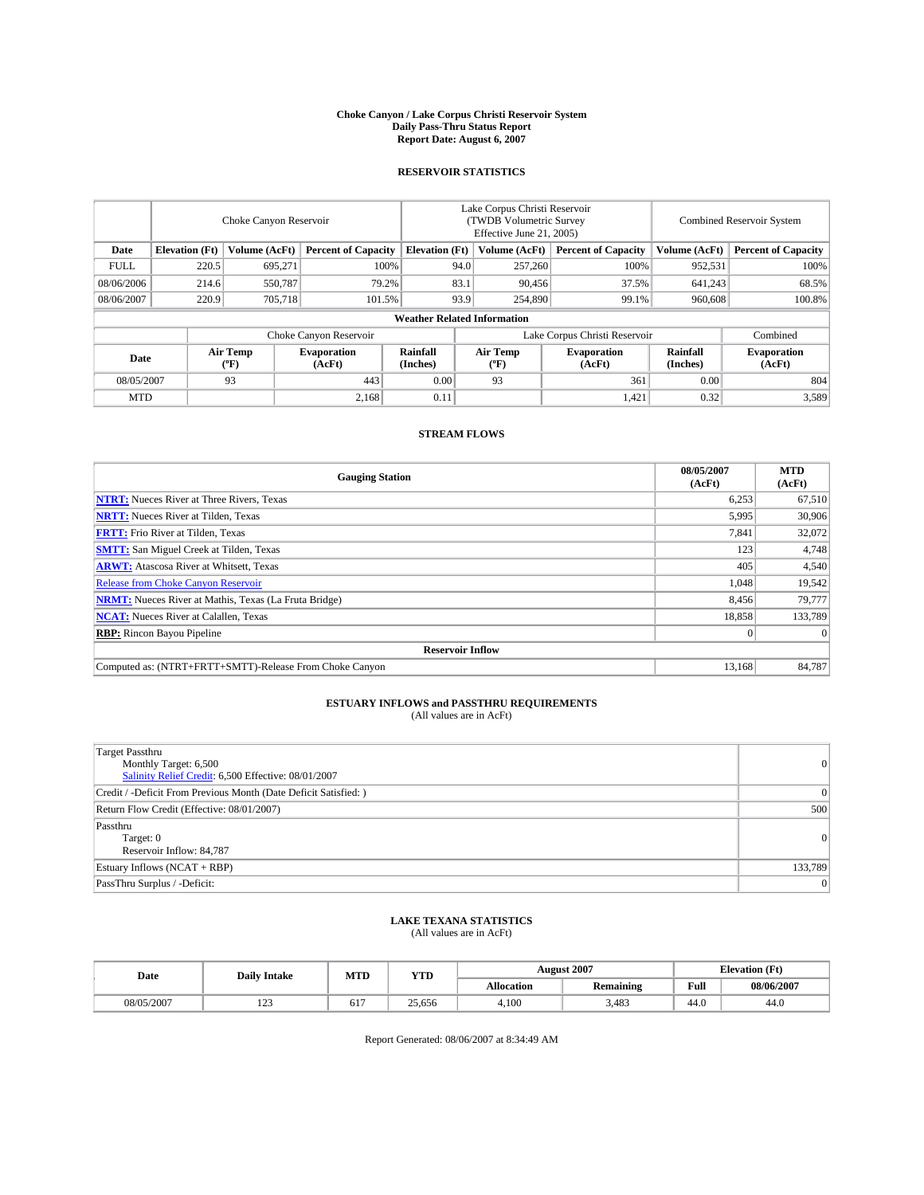# Choke Canyon / Lake Corpus Christi Reservoir System
## Daily Pass-Thru Status Report
### Report Date: August 6, 2007

## RESERVOIR STATISTICS

| | Choke Canyon Reservoir | | | Lake Corpus Christi Reservoir (TWDB Volumetric Survey Effective June 21, 2005) | | | Combined Reservoir System | |
|---|---|---|---|---|---|---|---|---|
| Date | Elevation (Ft) | Volume (AcFt) | Percent of Capacity | Elevation (Ft) | Volume (AcFt) | Percent of Capacity | Volume (AcFt) | Percent of Capacity |
| FULL | 220.5 | 695,271 | 100% | 94.0 | 257,260 | 100% | 952,531 | 100% |
| 08/06/2006 | 214.6 | 550,787 | 79.2% | 83.1 | 90,456 | 37.5% | 641,243 | 68.5% |
| 08/06/2007 | 220.9 | 705,718 | 101.5% | 93.9 | 254,890 | 99.1% | 960,608 | 100.8% |

### Weather Related Information

| | Choke Canyon Reservoir | | | Lake Corpus Christi Reservoir | | | Combined |
|---|---|---|---|---|---|---|---|
| Date | Air Temp (°F) | Evaporation (AcFt) | Rainfall (Inches) | Air Temp (°F) | Evaporation (AcFt) | Rainfall (Inches) | Evaporation (AcFt) |
| 08/05/2007 | 93 | 443 | 0.00 | 93 | 361 | 0.00 | 804 |
| MTD | | 2,168 | 0.11 | | 1,421 | 0.32 | 3,589 |

## STREAM FLOWS

| Gauging Station | 08/05/2007 (AcFt) | MTD (AcFt) |
|---|---|---|
| **NTRT:** Nueces River at Three Rivers, Texas | 6,253 | 67,510 |
| **NRTT:** Nueces River at Tilden, Texas | 5,995 | 30,906 |
| **FRTT:** Frio River at Tilden, Texas | 7,841 | 32,072 |
| **SMTT:** San Miguel Creek at Tilden, Texas | 123 | 4,748 |
| **ARWT:** Atascosa River at Whitsett, Texas | 405 | 4,540 |
| Release from Choke Canyon Reservoir | 1,048 | 19,542 |
| **NRMT:** Nueces River at Mathis, Texas (La Fruta Bridge) | 8,456 | 79,777 |
| **NCAT:** Nueces River at Calallen, Texas | 18,858 | 133,789 |
| **RBP:** Rincon Bayou Pipeline | 0 | 0 |
| **Reservoir Inflow** | | |
| Computed as: (NTRT+FRTT+SMTT)-Release From Choke Canyon | 13,168 | 84,787 |

## ESTUARY INFLOWS and PASSTHRU REQUIREMENTS
(All values are in AcFt)

| | |
|---|---|
| Target Passthru<br>Monthly Target: 6,500<br>Salinity Relief Credit: 6,500 Effective: 08/01/2007 | 0 |
| Credit / -Deficit From Previous Month (Date Deficit Satisfied: ) | 0 |
| Return Flow Credit (Effective: 08/01/2007) | 500 |
| Passthru<br>Target: 0<br>Reservoir Inflow: 84,787 | 0 |
| Estuary Inflows (NCAT + RBP) | 133,789 |
| PassThru Surplus / -Deficit: | 0 |

## LAKE TEXANA STATISTICS
(All values are in AcFt)

| Date | Daily Intake | MTD | YTD | August 2007 | | Elevation (Ft) | |
|---|---|---|---|---|---|---|---|
| | | | | Allocation | Remaining | Full | 08/06/2007 |
| 08/05/2007 | 123 | 617 | 25,656 | 4,100 | 3,483 | 44.0 | 44.0 |

Report Generated: 08/06/2007 at 8:34:49 AM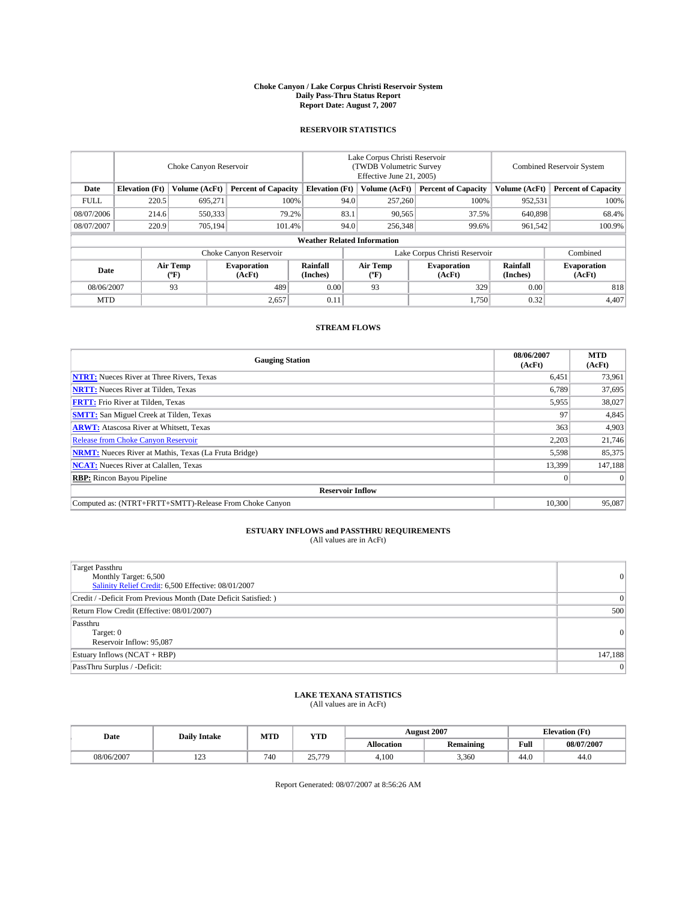# Choke Canyon / Lake Corpus Christi Reservoir System
## Daily Pass-Thru Status Report
### Report Date: August 7, 2007

## RESERVOIR STATISTICS

| | Choke Canyon Reservoir | | | Lake Corpus Christi Reservoir (TWDB Volumetric Survey Effective June 21, 2005) | | | Combined Reservoir System | |
|---|---|---|---|---|---|---|---|---|
| Date | Elevation (Ft) | Volume (AcFt) | Percent of Capacity | Elevation (Ft) | Volume (AcFt) | Percent of Capacity | Volume (AcFt) | Percent of Capacity |
| FULL | 220.5 | 695,271 | 100% | 94.0 | 257,260 | 100% | 952,531 | 100% |
| 08/07/2006 | 214.6 | 550,333 | 79.2% | 83.1 | 90,565 | 37.5% | 640,898 | 68.4% |
| 08/07/2007 | 220.9 | 705,194 | 101.4% | 94.0 | 256,348 | 99.6% | 961,542 | 100.9% |

**Weather Related Information**

| | Choke Canyon Reservoir | | | Lake Corpus Christi Reservoir | | | Combined |
|---|---|---|---|---|---|---|---|
| Date | Air Temp (°F) | Evaporation (AcFt) | Rainfall (Inches) | Air Temp (°F) | Evaporation (AcFt) | Rainfall (Inches) | Evaporation (AcFt) |
| 08/06/2007 | 93 | 489 | 0.00 | 93 | 329 | 0.00 | 818 |
| MTD | | 2,657 | 0.11 | | 1,750 | 0.32 | 4,407 |

## STREAM FLOWS

| Gauging Station | 08/06/2007 (AcFt) | MTD (AcFt) |
|---|---|---|
| **NTRT:** Nueces River at Three Rivers, Texas | 6,451 | 73,961 |
| **NRTT:** Nueces River at Tilden, Texas | 6,789 | 37,695 |
| **FRTT:** Frio River at Tilden, Texas | 5,955 | 38,027 |
| **SMTT:** San Miguel Creek at Tilden, Texas | 97 | 4,845 |
| **ARWT:** Atascosa River at Whitsett, Texas | 363 | 4,903 |
| Release from Choke Canyon Reservoir | 2,203 | 21,746 |
| **NRMT:** Nueces River at Mathis, Texas (La Fruta Bridge) | 5,598 | 85,375 |
| **NCAT:** Nueces River at Calallen, Texas | 13,399 | 147,188 |
| **RBP:** Rincon Bayou Pipeline | 0 | 0 |
| **Reservoir Inflow** | | |
| Computed as: (NTRT+FRTT+SMTT)-Release From Choke Canyon | 10,300 | 95,087 |

## ESTUARY INFLOWS and PASSTHRU REQUIREMENTS
(All values are in AcFt)

| | |
|---|---|
| Target Passthru<br>Monthly Target: 6,500<br>Salinity Relief Credit: 6,500 Effective: 08/01/2007 | 0 |
| Credit / -Deficit From Previous Month (Date Deficit Satisfied: ) | 0 |
| Return Flow Credit (Effective: 08/01/2007) | 500 |
| Passthru<br>Target: 0<br>Reservoir Inflow: 95,087 | 0 |
| Estuary Inflows (NCAT + RBP) | 147,188 |
| PassThru Surplus / -Deficit: | 0 |

## LAKE TEXANA STATISTICS
(All values are in AcFt)

| Date | Daily Intake | MTD | YTD | August 2007 | | Elevation (Ft) | |
|---|---|---|---|---|---|---|---|
| | | | | Allocation | Remaining | Full | 08/07/2007 |
| 08/06/2007 | 123 | 740 | 25,779 | 4,100 | 3,360 | 44.0 | 44.0 |

Report Generated: 08/07/2007 at 8:56:26 AM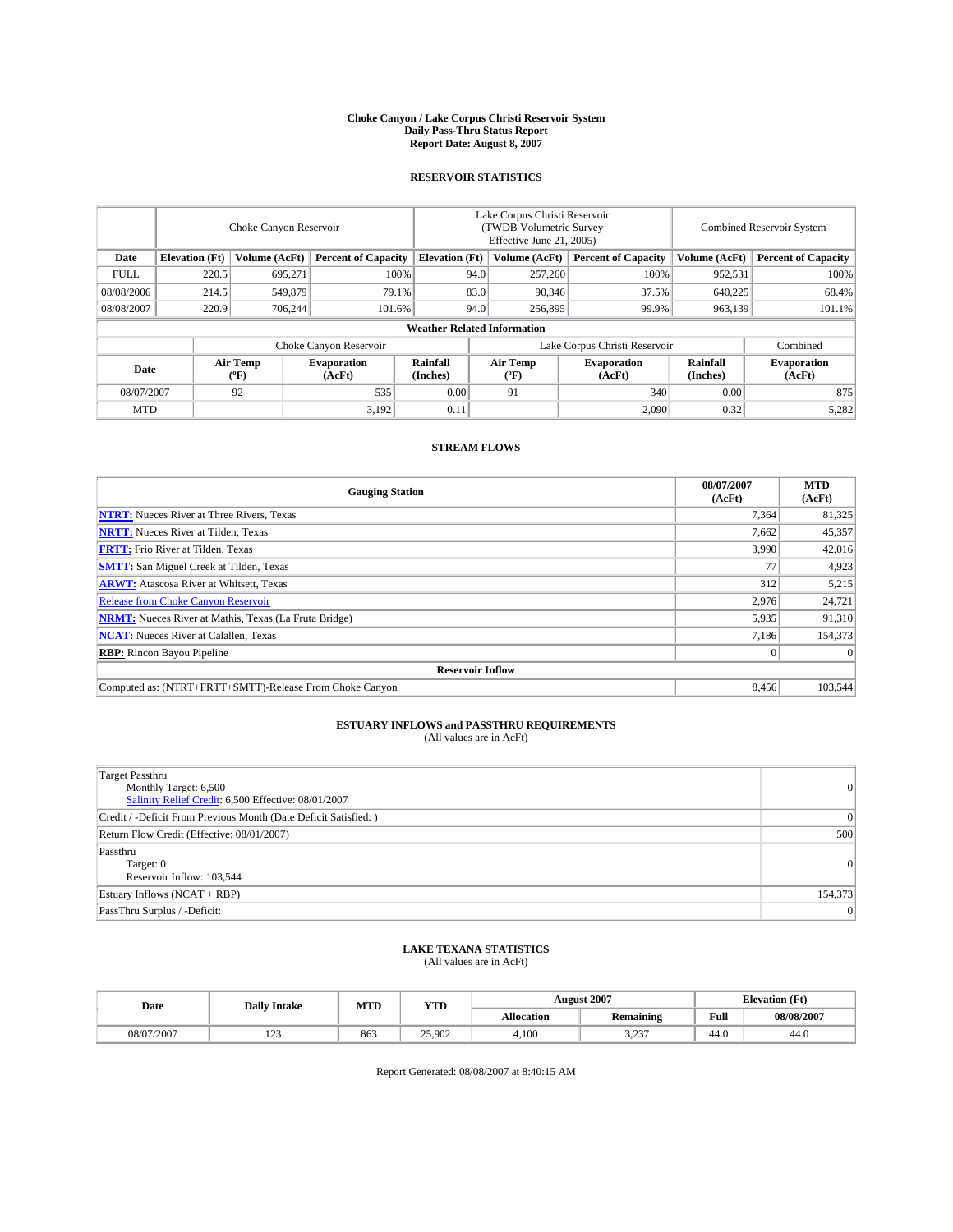# Choke Canyon / Lake Corpus Christi Reservoir System
## Daily Pass-Thru Status Report
### Report Date: August 8, 2007

## RESERVOIR STATISTICS

| | Choke Canyon Reservoir | | | Lake Corpus Christi Reservoir (TWDB Volumetric Survey Effective June 21, 2005) | | | Combined Reservoir System | |
|---|---|---|---|---|---|---|---|---|
| Date | Elevation (Ft) | Volume (AcFt) | Percent of Capacity | Elevation (Ft) | Volume (AcFt) | Percent of Capacity | Volume (AcFt) | Percent of Capacity |
| FULL | 220.5 | 695,271 | 100% | 94.0 | 257,260 | 100% | 952,531 | 100% |
| 08/08/2006 | 214.5 | 549,879 | 79.1% | 83.0 | 90,346 | 37.5% | 640,225 | 68.4% |
| 08/08/2007 | 220.9 | 706,244 | 101.6% | 94.0 | 256,895 | 99.9% | 963,139 | 101.1% |

**Weather Related Information**

| | Choke Canyon Reservoir | | | Lake Corpus Christi Reservoir | | | Combined |
|---|---|---|---|---|---|---|---|
| Date | Air Temp (ºF) | Evaporation (AcFt) | Rainfall (Inches) | Air Temp (ºF) | Evaporation (AcFt) | Rainfall (Inches) | Evaporation (AcFt) |
| 08/07/2007 | 92 | 535 | 0.00 | 91 | 340 | 0.00 | 875 |
| MTD | | 3,192 | 0.11 | | 2,090 | 0.32 | 5,282 |

## STREAM FLOWS

| Gauging Station | 08/07/2007 (AcFt) | MTD (AcFt) |
|---|---|---|
| **NTRT:** Nueces River at Three Rivers, Texas | 7,364 | 81,325 |
| **NRTT:** Nueces River at Tilden, Texas | 7,662 | 45,357 |
| **FRTT:** Frio River at Tilden, Texas | 3,990 | 42,016 |
| **SMTT:** San Miguel Creek at Tilden, Texas | 77 | 4,923 |
| **ARWT:** Atascosa River at Whitsett, Texas | 312 | 5,215 |
| Release from Choke Canyon Reservoir | 2,976 | 24,721 |
| **NRMT:** Nueces River at Mathis, Texas (La Fruta Bridge) | 5,935 | 91,310 |
| **NCAT:** Nueces River at Calallen, Texas | 7,186 | 154,373 |
| **RBP:** Rincon Bayou Pipeline | 0 | 0 |
| **Reservoir Inflow** | | |
| Computed as: (NTRT+FRTT+SMTT)-Release From Choke Canyon | 8,456 | 103,544 |

## ESTUARY INFLOWS and PASSTHRU REQUIREMENTS
(All values are in AcFt)

| | |
|---|---|
| Target Passthru<br>Monthly Target: 6,500<br>Salinity Relief Credit: 6,500 Effective: 08/01/2007 | 0 |
| Credit / -Deficit From Previous Month (Date Deficit Satisfied: ) | 0 |
| Return Flow Credit (Effective: 08/01/2007) | 500 |
| Passthru<br>Target: 0<br>Reservoir Inflow: 103,544 | 0 |
| Estuary Inflows (NCAT + RBP) | 154,373 |
| PassThru Surplus / -Deficit: | 0 |

## LAKE TEXANA STATISTICS
(All values are in AcFt)

| Date | Daily Intake | MTD | YTD | August 2007 | | Elevation (Ft) | |
|---|---|---|---|---|---|---|---|
| | | | | Allocation | Remaining | Full | 08/08/2007 |
| 08/07/2007 | 123 | 863 | 25,902 | 4,100 | 3,237 | 44.0 | 44.0 |

Report Generated: 08/08/2007 at 8:40:15 AM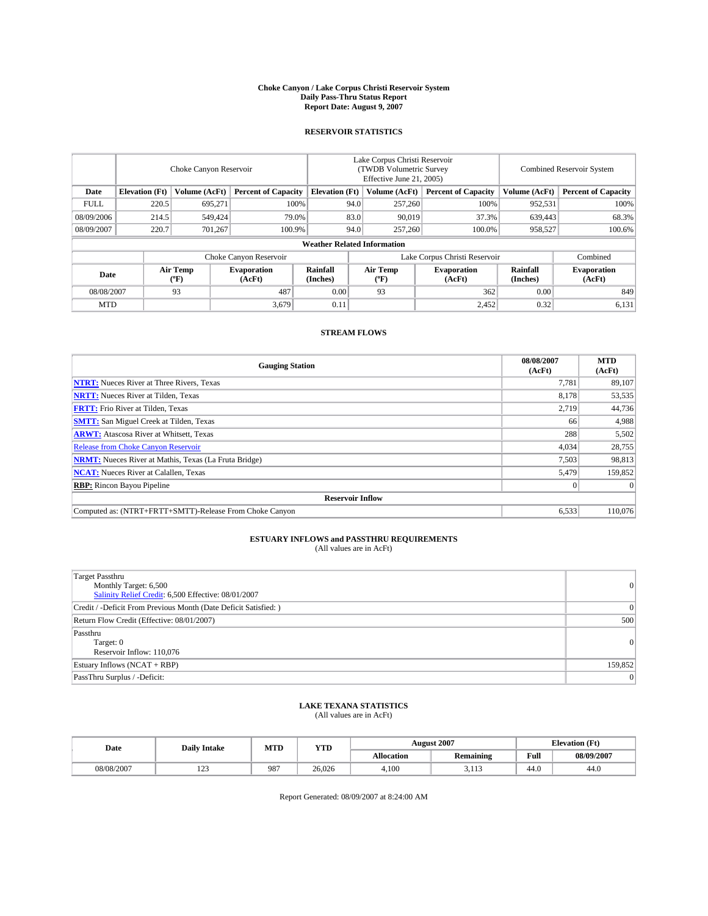# Choke Canyon / Lake Corpus Christi Reservoir System
## Daily Pass-Thru Status Report
## Report Date: August 9, 2007

### RESERVOIR STATISTICS

| | Choke Canyon Reservoir | | | Lake Corpus Christi Reservoir (TWDB Volumetric Survey Effective June 21, 2005) | | | Combined Reservoir System | |
|---|---|---|---|---|---|---|---|---|
| **Date** | **Elevation (Ft)** | **Volume (AcFt)** | **Percent of Capacity** | **Elevation (Ft)** | **Volume (AcFt)** | **Percent of Capacity** | **Volume (AcFt)** | **Percent of Capacity** |
| FULL | 220.5 | 695,271 | 100% | 94.0 | 257,260 | 100% | 952,531 | 100% |
| 08/09/2006 | 214.5 | 549,424 | 79.0% | 83.0 | 90,019 | 37.3% | 639,443 | 68.3% |
| 08/09/2007 | 220.7 | 701,267 | 100.9% | 94.0 | 257,260 | 100.0% | 958,527 | 100.6% |

**Weather Related Information**

| | Choke Canyon Reservoir | | | Lake Corpus Christi Reservoir | | | Combined |
|---|---|---|---|---|---|---|---|
| **Date** | **Air Temp (°F)** | **Evaporation (AcFt)** | **Rainfall (Inches)** | **Air Temp (°F)** | **Evaporation (AcFt)** | **Rainfall (Inches)** | **Evaporation (AcFt)** |
| 08/08/2007 | 93 | 487 | 0.00 | 93 | 362 | 0.00 | 849 |
| MTD | | 3,679 | 0.11 | | 2,452 | 0.32 | 6,131 |

### STREAM FLOWS

| Gauging Station | 08/08/2007 (AcFt) | MTD (AcFt) |
|---|---|---|
| **NTRT:** Nueces River at Three Rivers, Texas | 7,781 | 89,107 |
| **NRTT:** Nueces River at Tilden, Texas | 8,178 | 53,535 |
| **FRTT:** Frio River at Tilden, Texas | 2,719 | 44,736 |
| **SMTT:** San Miguel Creek at Tilden, Texas | 66 | 4,988 |
| **ARWT:** Atascosa River at Whitsett, Texas | 288 | 5,502 |
| Release from Choke Canyon Reservoir | 4,034 | 28,755 |
| **NRMT:** Nueces River at Mathis, Texas (La Fruta Bridge) | 7,503 | 98,813 |
| **NCAT:** Nueces River at Calallen, Texas | 5,479 | 159,852 |
| **RBP:** Rincon Bayou Pipeline | 0 | 0 |
| **Reservoir Inflow** | | |
| Computed as: (NTRT+FRTT+SMTT)-Release From Choke Canyon | 6,533 | 110,076 |

### ESTUARY INFLOWS and PASSTHRU REQUIREMENTS
(All values are in AcFt)

| | |
|---|---|
| Target Passthru<br>Monthly Target: 6,500<br>Salinity Relief Credit: 6,500 Effective: 08/01/2007 | 0 |
| Credit / -Deficit From Previous Month (Date Deficit Satisfied: ) | 0 |
| Return Flow Credit (Effective: 08/01/2007) | 500 |
| Passthru<br>Target: 0<br>Reservoir Inflow: 110,076 | 0 |
| Estuary Inflows (NCAT + RBP) | 159,852 |
| PassThru Surplus / -Deficit: | 0 |

### LAKE TEXANA STATISTICS
(All values are in AcFt)

| Date | Daily Intake | MTD | YTD | August 2007 | | Elevation (Ft) | |
|---|---|---|---|---|---|---|---|
| | | | | **Allocation** | **Remaining** | **Full** | **08/09/2007** |
| 08/08/2007 | 123 | 987 | 26,026 | 4,100 | 3,113 | 44.0 | 44.0 |

Report Generated: 08/09/2007 at 8:24:00 AM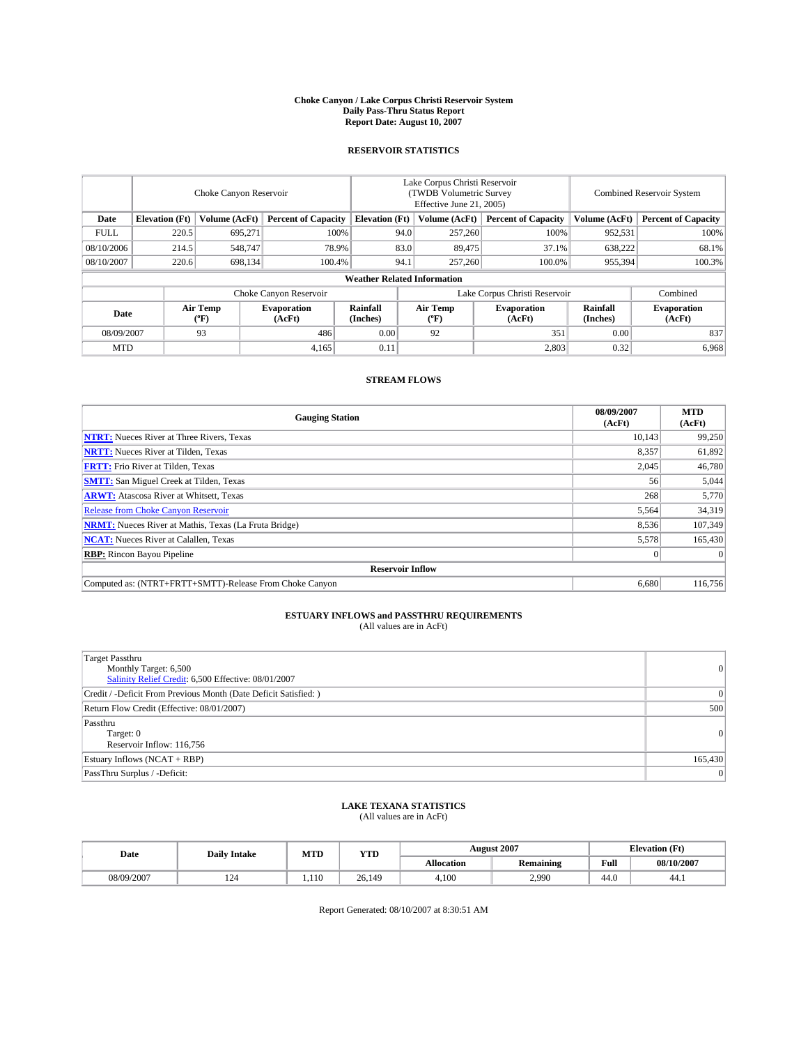# Choke Canyon / Lake Corpus Christi Reservoir System
## Daily Pass-Thru Status Report
### Report Date: August 10, 2007

## RESERVOIR STATISTICS

| | Choke Canyon Reservoir | | | Lake Corpus Christi Reservoir (TWDB Volumetric Survey Effective June 21, 2005) | | | Combined Reservoir System | |
|---|---|---|---|---|---|---|---|---|
| Date | Elevation (Ft) | Volume (AcFt) | Percent of Capacity | Elevation (Ft) | Volume (AcFt) | Percent of Capacity | Volume (AcFt) | Percent of Capacity |
| FULL | 220.5 | 695,271 | 100% | 94.0 | 257,260 | 100% | 952,531 | 100% |
| 08/10/2006 | 214.5 | 548,747 | 78.9% | 83.0 | 89,475 | 37.1% | 638,222 | 68.1% |
| 08/10/2007 | 220.6 | 698,134 | 100.4% | 94.1 | 257,260 | 100.0% | 955,394 | 100.3% |

**Weather Related Information**

| | Choke Canyon Reservoir | | | Lake Corpus Christi Reservoir | | | Combined |
|---|---|---|---|---|---|---|---|
| Date | Air Temp (ºF) | Evaporation (AcFt) | Rainfall (Inches) | Air Temp (ºF) | Evaporation (AcFt) | Rainfall (Inches) | Evaporation (AcFt) |
| 08/09/2007 | 93 | 486 | 0.00 | 92 | 351 | 0.00 | 837 |
| MTD | | 4,165 | 0.11 | | 2,803 | 0.32 | 6,968 |

## STREAM FLOWS

| Gauging Station | 08/09/2007 (AcFt) | MTD (AcFt) |
|---|---|---|
| **NTRT:** Nueces River at Three Rivers, Texas | 10,143 | 99,250 |
| **NRTT:** Nueces River at Tilden, Texas | 8,357 | 61,892 |
| **FRTT:** Frio River at Tilden, Texas | 2,045 | 46,780 |
| **SMTT:** San Miguel Creek at Tilden, Texas | 56 | 5,044 |
| **ARWT:** Atascosa River at Whitsett, Texas | 268 | 5,770 |
| Release from Choke Canyon Reservoir | 5,564 | 34,319 |
| **NRMT:** Nueces River at Mathis, Texas (La Fruta Bridge) | 8,536 | 107,349 |
| **NCAT:** Nueces River at Calallen, Texas | 5,578 | 165,430 |
| **RBP:** Rincon Bayou Pipeline | 0 | 0 |
| **Reservoir Inflow** | | |
| Computed as: (NTRT+FRTT+SMTT)-Release From Choke Canyon | 6,680 | 116,756 |

## ESTUARY INFLOWS and PASSTHRU REQUIREMENTS
(All values are in AcFt)

| | |
|---|---|
| Target Passthru<br>Monthly Target: 6,500<br>Salinity Relief Credit: 6,500 Effective: 08/01/2007 | 0 |
| Credit / -Deficit From Previous Month (Date Deficit Satisfied: ) | 0 |
| Return Flow Credit (Effective: 08/01/2007) | 500 |
| Passthru<br>Target: 0<br>Reservoir Inflow: 116,756 | 0 |
| Estuary Inflows (NCAT + RBP) | 165,430 |
| PassThru Surplus / -Deficit: | 0 |

## LAKE TEXANA STATISTICS
(All values are in AcFt)

| Date | Daily Intake | MTD | YTD | August 2007 | | Elevation (Ft) | |
|---|---|---|---|---|---|---|---|
| | | | | Allocation | Remaining | Full | 08/10/2007 |
| 08/09/2007 | 124 | 1,110 | 26,149 | 4,100 | 2,990 | 44.0 | 44.1 |

Report Generated: 08/10/2007 at 8:30:51 AM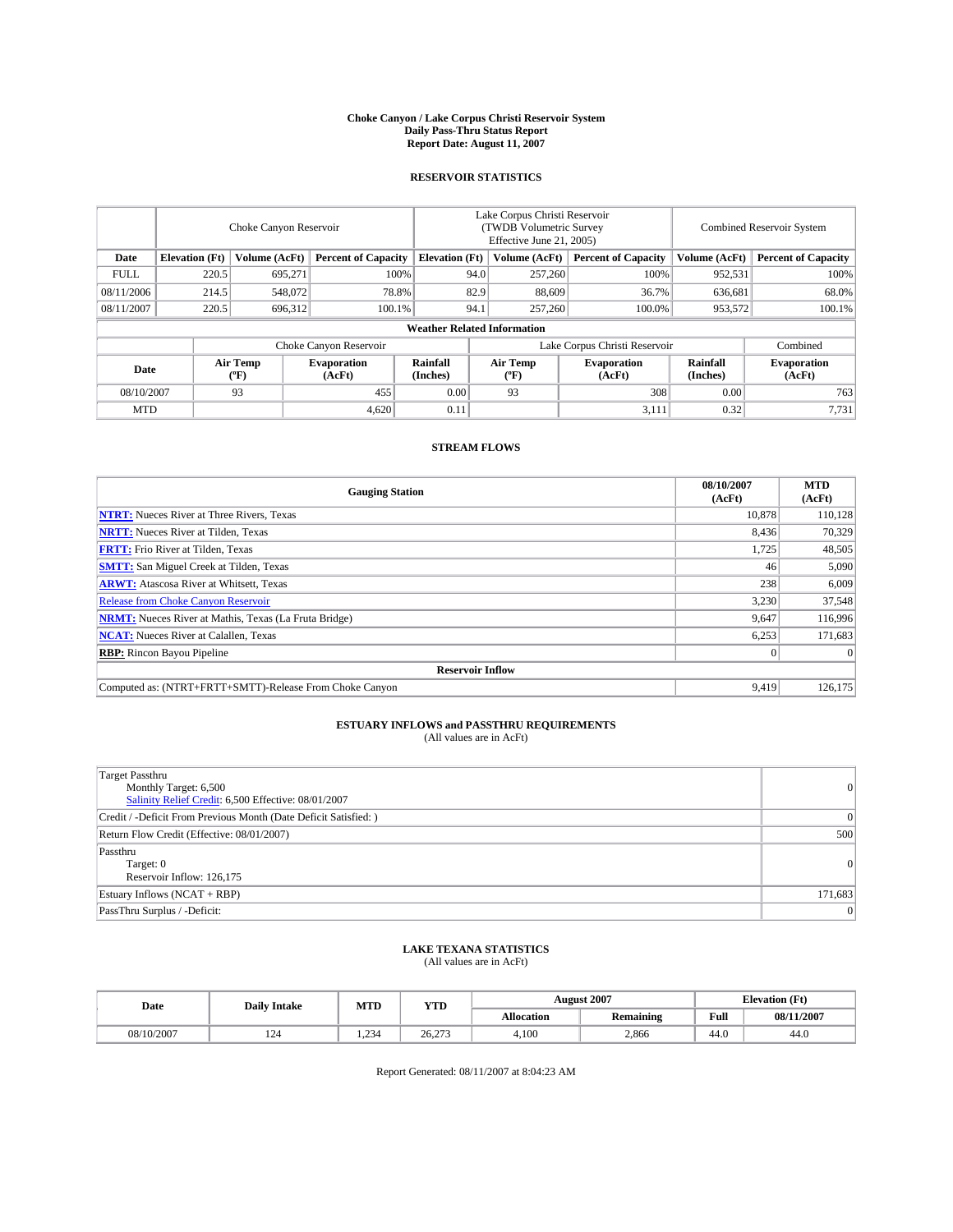# Choke Canyon / Lake Corpus Christi Reservoir System
## Daily Pass-Thru Status Report
### Report Date: August 11, 2007

## RESERVOIR STATISTICS

| | Choke Canyon Reservoir | | | Lake Corpus Christi Reservoir (TWDB Volumetric Survey Effective June 21, 2005) | | | Combined Reservoir System | |
|---|---|---|---|---|---|---|---|---|
| Date | Elevation (Ft) | Volume (AcFt) | Percent of Capacity | Elevation (Ft) | Volume (AcFt) | Percent of Capacity | Volume (AcFt) | Percent of Capacity |
| FULL | 220.5 | 695,271 | 100% | 94.0 | 257,260 | 100% | 952,531 | 100% |
| 08/11/2006 | 214.5 | 548,072 | 78.8% | 82.9 | 88,609 | 36.7% | 636,681 | 68.0% |
| 08/11/2007 | 220.5 | 696,312 | 100.1% | 94.1 | 257,260 | 100.0% | 953,572 | 100.1% |

**Weather Related Information**

| | Choke Canyon Reservoir | | | Lake Corpus Christi Reservoir | | | Combined |
|---|---|---|---|---|---|---|---|
| Date | Air Temp (°F) | Evaporation (AcFt) | Rainfall (Inches) | Air Temp (°F) | Evaporation (AcFt) | Rainfall (Inches) | Evaporation (AcFt) |
| 08/10/2007 | 93 | 455 | 0.00 | 93 | 308 | 0.00 | 763 |
| MTD | | 4,620 | 0.11 | | 3,111 | 0.32 | 7,731 |

## STREAM FLOWS

| Gauging Station | 08/10/2007 (AcFt) | MTD (AcFt) |
|---|---|---|
| **NTRT:** Nueces River at Three Rivers, Texas | 10,878 | 110,128 |
| **NRTT:** Nueces River at Tilden, Texas | 8,436 | 70,329 |
| **FRTT:** Frio River at Tilden, Texas | 1,725 | 48,505 |
| **SMTT:** San Miguel Creek at Tilden, Texas | 46 | 5,090 |
| **ARWT:** Atascosa River at Whitsett, Texas | 238 | 6,009 |
| Release from Choke Canyon Reservoir | 3,230 | 37,548 |
| **NRMT:** Nueces River at Mathis, Texas (La Fruta Bridge) | 9,647 | 116,996 |
| **NCAT:** Nueces River at Calallen, Texas | 6,253 | 171,683 |
| **RBP:** Rincon Bayou Pipeline | 0 | 0 |
| **Reservoir Inflow** | | |
| Computed as: (NTRT+FRTT+SMTT)-Release From Choke Canyon | 9,419 | 126,175 |

## ESTUARY INFLOWS and PASSTHRU REQUIREMENTS
(All values are in AcFt)

| | |
|---|---|
| Target Passthru<br>Monthly Target: 6,500<br>Salinity Relief Credit: 6,500 Effective: 08/01/2007 | 0 |
| Credit / -Deficit From Previous Month (Date Deficit Satisfied: ) | 0 |
| Return Flow Credit (Effective: 08/01/2007) | 500 |
| Passthru<br>Target: 0<br>Reservoir Inflow: 126,175 | 0 |
| Estuary Inflows (NCAT + RBP) | 171,683 |
| PassThru Surplus / -Deficit: | 0 |

## LAKE TEXANA STATISTICS
(All values are in AcFt)

| Date | Daily Intake | MTD | YTD | August 2007 | | Elevation (Ft) | |
|---|---|---|---|---|---|---|---|
| | | | | Allocation | Remaining | Full | 08/11/2007 |
| 08/10/2007 | 124 | 1,234 | 26,273 | 4,100 | 2,866 | 44.0 | 44.0 |

Report Generated: 08/11/2007 at 8:04:23 AM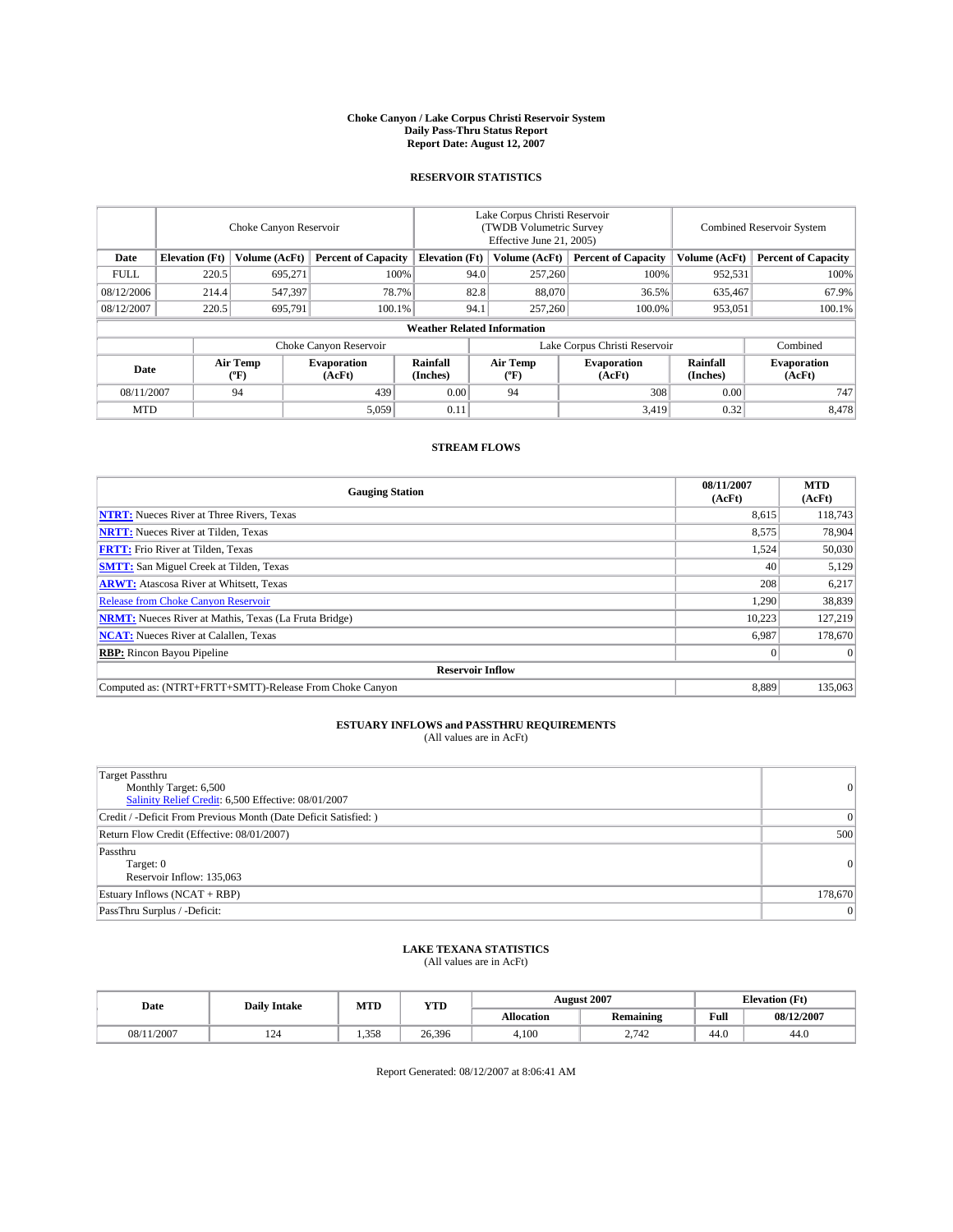# Choke Canyon / Lake Corpus Christi Reservoir System
## Daily Pass-Thru Status Report
## Report Date: August 12, 2007

### RESERVOIR STATISTICS

| | Choke Canyon Reservoir | | | Lake Corpus Christi Reservoir (TWDB Volumetric Survey Effective June 21, 2005) | | | Combined Reservoir System | |
|---|---|---|---|---|---|---|---|---|
| Date | Elevation (Ft) | Volume (AcFt) | Percent of Capacity | Elevation (Ft) | Volume (AcFt) | Percent of Capacity | Volume (AcFt) | Percent of Capacity |
| FULL | 220.5 | 695,271 | 100% | 94.0 | 257,260 | 100% | 952,531 | 100% |
| 08/12/2006 | 214.4 | 547,397 | 78.7% | 82.8 | 88,070 | 36.5% | 635,467 | 67.9% |
| 08/12/2007 | 220.5 | 695,791 | 100.1% | 94.1 | 257,260 | 100.0% | 953,051 | 100.1% |

**Weather Related Information**

| | Choke Canyon Reservoir | | | Lake Corpus Christi Reservoir | | | Combined |
|---|---|---|---|---|---|---|---|
| Date | Air Temp (ºF) | Evaporation (AcFt) | Rainfall (Inches) | Air Temp (ºF) | Evaporation (AcFt) | Rainfall (Inches) | Evaporation (AcFt) |
| 08/11/2007 | 94 | 439 | 0.00 | 94 | 308 | 0.00 | 747 |
| MTD | | 5,059 | 0.11 | | 3,419 | 0.32 | 8,478 |

### STREAM FLOWS

| Gauging Station | 08/11/2007 (AcFt) | MTD (AcFt) |
|---|---|---|
| **NTRT:** Nueces River at Three Rivers, Texas | 8,615 | 118,743 |
| **NRTT:** Nueces River at Tilden, Texas | 8,575 | 78,904 |
| **FRTT:** Frio River at Tilden, Texas | 1,524 | 50,030 |
| **SMTT:** San Miguel Creek at Tilden, Texas | 40 | 5,129 |
| **ARWT:** Atascosa River at Whitsett, Texas | 208 | 6,217 |
| Release from Choke Canyon Reservoir | 1,290 | 38,839 |
| **NRMT:** Nueces River at Mathis, Texas (La Fruta Bridge) | 10,223 | 127,219 |
| **NCAT:** Nueces River at Calallen, Texas | 6,987 | 178,670 |
| **RBP:** Rincon Bayou Pipeline | 0 | 0 |
| **Reservoir Inflow** | | |
| Computed as: (NTRT+FRTT+SMTT)-Release From Choke Canyon | 8,889 | 135,063 |

### ESTUARY INFLOWS and PASSTHRU REQUIREMENTS
(All values are in AcFt)

| | |
|---|---|
| Target Passthru<br>Monthly Target: 6,500<br>Salinity Relief Credit: 6,500 Effective: 08/01/2007 | 0 |
| Credit / -Deficit From Previous Month (Date Deficit Satisfied: ) | 0 |
| Return Flow Credit (Effective: 08/01/2007) | 500 |
| Passthru<br>Target: 0<br>Reservoir Inflow: 135,063 | 0 |
| Estuary Inflows (NCAT + RBP) | 178,670 |
| PassThru Surplus / -Deficit: | 0 |

### LAKE TEXANA STATISTICS
(All values are in AcFt)

| Date | Daily Intake | MTD | YTD | August 2007 | | Elevation (Ft) | |
|---|---|---|---|---|---|---|---|
| | | | | Allocation | Remaining | Full | 08/12/2007 |
| 08/11/2007 | 124 | 1,358 | 26,396 | 4,100 | 2,742 | 44.0 | 44.0 |

Report Generated: 08/12/2007 at 8:06:41 AM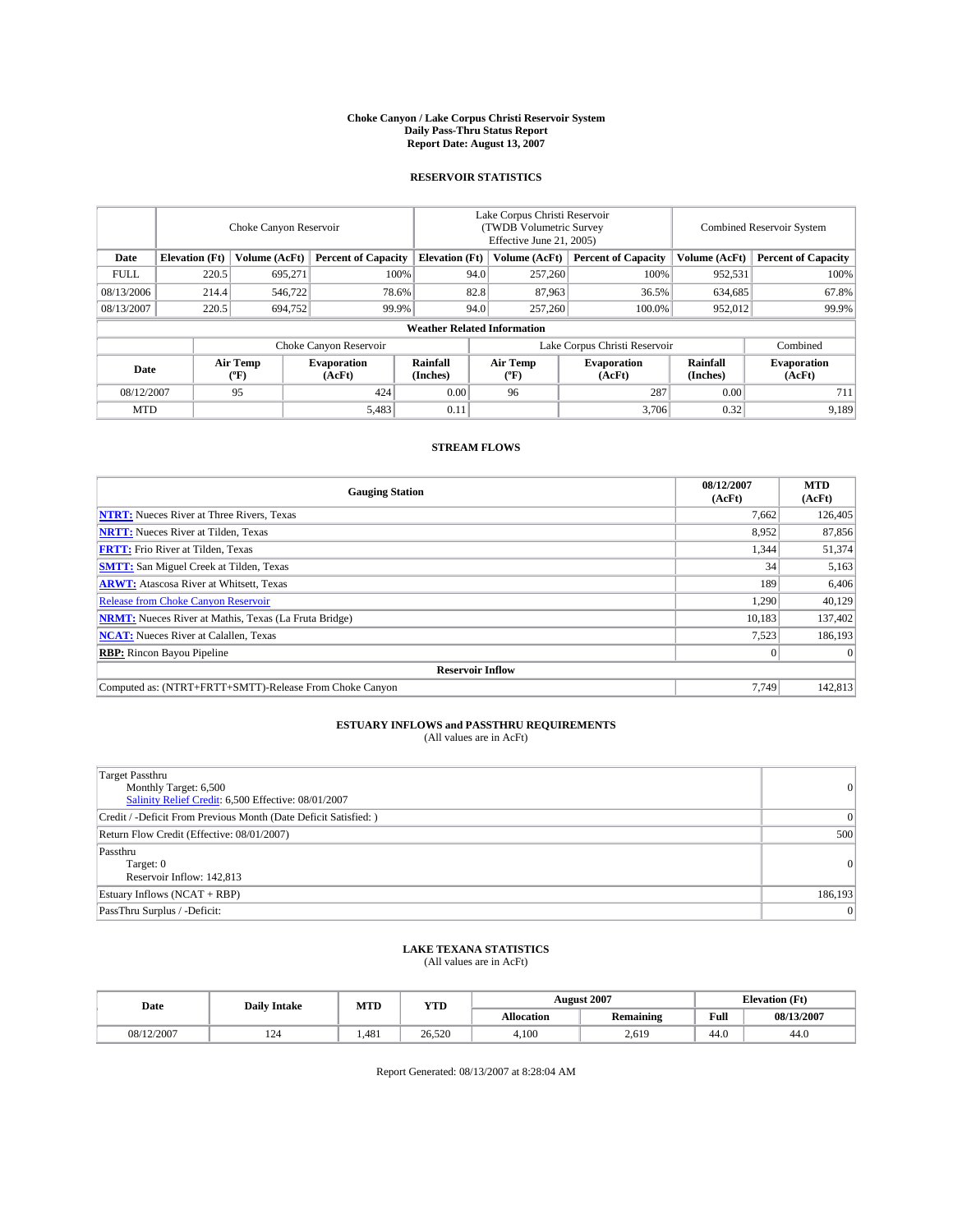# Choke Canyon / Lake Corpus Christi Reservoir System
## Daily Pass-Thru Status Report
### Report Date: August 13, 2007

## RESERVOIR STATISTICS

| | Choke Canyon Reservoir | | | Lake Corpus Christi Reservoir (TWDB Volumetric Survey Effective June 21, 2005) | | | Combined Reservoir System | |
|---|---|---|---|---|---|---|---|---|
| **Date** | **Elevation (Ft)** | **Volume (AcFt)** | **Percent of Capacity** | **Elevation (Ft)** | **Volume (AcFt)** | **Percent of Capacity** | **Volume (AcFt)** | **Percent of Capacity** |
| FULL | 220.5 | 695,271 | 100% | 94.0 | 257,260 | 100% | 952,531 | 100% |
| 08/13/2006 | 214.4 | 546,722 | 78.6% | 82.8 | 87,963 | 36.5% | 634,685 | 67.8% |
| 08/13/2007 | 220.5 | 694,752 | 99.9% | 94.0 | 257,260 | 100.0% | 952,012 | 99.9% |

**Weather Related Information**

| | Choke Canyon Reservoir | | | Lake Corpus Christi Reservoir | | | Combined |
|---|---|---|---|---|---|---|---|
| **Date** | **Air Temp (ºF)** | **Evaporation (AcFt)** | **Rainfall (Inches)** | **Air Temp (ºF)** | **Evaporation (AcFt)** | **Rainfall (Inches)** | **Evaporation (AcFt)** |
| 08/12/2007 | 95 | 424 | 0.00 | 96 | 287 | 0.00 | 711 |
| MTD | | 5,483 | 0.11 | | 3,706 | 0.32 | 9,189 |

## STREAM FLOWS

| Gauging Station | 08/12/2007 (AcFt) | MTD (AcFt) |
|---|---|---|
| **NTRT:** Nueces River at Three Rivers, Texas | 7,662 | 126,405 |
| **NRTT:** Nueces River at Tilden, Texas | 8,952 | 87,856 |
| **FRTT:** Frio River at Tilden, Texas | 1,344 | 51,374 |
| **SMTT:** San Miguel Creek at Tilden, Texas | 34 | 5,163 |
| **ARWT:** Atascosa River at Whitsett, Texas | 189 | 6,406 |
| Release from Choke Canyon Reservoir | 1,290 | 40,129 |
| **NRMT:** Nueces River at Mathis, Texas (La Fruta Bridge) | 10,183 | 137,402 |
| **NCAT:** Nueces River at Calallen, Texas | 7,523 | 186,193 |
| **RBP:** Rincon Bayou Pipeline | 0 | 0 |
| **Reservoir Inflow** | | |
| Computed as: (NTRT+FRTT+SMTT)-Release From Choke Canyon | 7,749 | 142,813 |

## ESTUARY INFLOWS and PASSTHRU REQUIREMENTS
(All values are in AcFt)

| | |
|---|---|
| Target Passthru<br>Monthly Target: 6,500<br>Salinity Relief Credit: 6,500 Effective: 08/01/2007 | 0 |
| Credit / -Deficit From Previous Month (Date Deficit Satisfied: ) | 0 |
| Return Flow Credit (Effective: 08/01/2007) | 500 |
| Passthru<br>Target: 0<br>Reservoir Inflow: 142,813 | 0 |
| Estuary Inflows (NCAT + RBP) | 186,193 |
| PassThru Surplus / -Deficit: | 0 |

## LAKE TEXANA STATISTICS
(All values are in AcFt)

| Date | Daily Intake | MTD | YTD | August 2007 | | Elevation (Ft) | |
|---|---|---|---|---|---|---|---|
| | | | | **Allocation** | **Remaining** | **Full** | **08/13/2007** |
| 08/12/2007 | 124 | 1,481 | 26,520 | 4,100 | 2,619 | 44.0 | 44.0 |

Report Generated: 08/13/2007 at 8:28:04 AM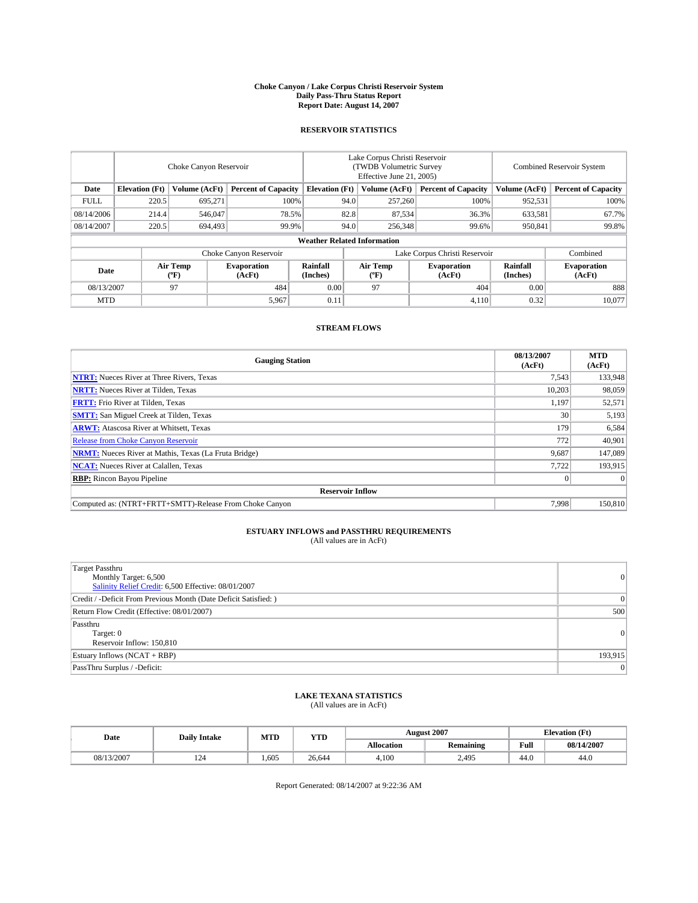# Choke Canyon / Lake Corpus Christi Reservoir System
## Daily Pass-Thru Status Report
### Report Date: August 14, 2007

## RESERVOIR STATISTICS

| | Choke Canyon Reservoir | | | Lake Corpus Christi Reservoir (TWDB Volumetric Survey Effective June 21, 2005) | | | Combined Reservoir System | |
|---|---|---|---|---|---|---|---|---|
| Date | Elevation (Ft) | Volume (AcFt) | Percent of Capacity | Elevation (Ft) | Volume (AcFt) | Percent of Capacity | Volume (AcFt) | Percent of Capacity |
| FULL | 220.5 | 695,271 | 100% | 94.0 | 257,260 | 100% | 952,531 | 100% |
| 08/14/2006 | 214.4 | 546,047 | 78.5% | 82.8 | 87,534 | 36.3% | 633,581 | 67.7% |
| 08/14/2007 | 220.5 | 694,493 | 99.9% | 94.0 | 256,348 | 99.6% | 950,841 | 99.8% |

**Weather Related Information**

| | Choke Canyon Reservoir | | | Lake Corpus Christi Reservoir | | | Combined |
|---|---|---|---|---|---|---|---|
| Date | Air Temp (°F) | Evaporation (AcFt) | Rainfall (Inches) | Air Temp (°F) | Evaporation (AcFt) | Rainfall (Inches) | Evaporation (AcFt) |
| 08/13/2007 | 97 | 484 | 0.00 | 97 | 404 | 0.00 | 888 |
| MTD | | 5,967 | 0.11 | | 4,110 | 0.32 | 10,077 |

## STREAM FLOWS

| Gauging Station | 08/13/2007 (AcFt) | MTD (AcFt) |
|---|---|---|
| NTRT: Nueces River at Three Rivers, Texas | 7,543 | 133,948 |
| NRTT: Nueces River at Tilden, Texas | 10,203 | 98,059 |
| FRTT: Frio River at Tilden, Texas | 1,197 | 52,571 |
| SMTT: San Miguel Creek at Tilden, Texas | 30 | 5,193 |
| ARWT: Atascosa River at Whitsett, Texas | 179 | 6,584 |
| Release from Choke Canyon Reservoir | 772 | 40,901 |
| NRMT: Nueces River at Mathis, Texas (La Fruta Bridge) | 9,687 | 147,089 |
| NCAT: Nueces River at Calallen, Texas | 7,722 | 193,915 |
| RBP: Rincon Bayou Pipeline | 0 | 0 |
| **Reservoir Inflow** | | |
| Computed as: (NTRT+FRTT+SMTT)-Release From Choke Canyon | 7,998 | 150,810 |

## ESTUARY INFLOWS and PASSTHRU REQUIREMENTS
(All values are in AcFt)

| | |
|---|---|
| Target Passthru<br>Monthly Target: 6,500<br>Salinity Relief Credit: 6,500 Effective: 08/01/2007 | 0 |
| Credit / -Deficit From Previous Month (Date Deficit Satisfied: ) | 0 |
| Return Flow Credit (Effective: 08/01/2007) | 500 |
| Passthru<br>Target: 0<br>Reservoir Inflow: 150,810 | 0 |
| Estuary Inflows (NCAT + RBP) | 193,915 |
| PassThru Surplus / -Deficit: | 0 |

## LAKE TEXANA STATISTICS
(All values are in AcFt)

| Date | Daily Intake | MTD | YTD | August 2007 | | Elevation (Ft) | |
|---|---|---|---|---|---|---|---|
| | | | | Allocation | Remaining | Full | 08/14/2007 |
| 08/13/2007 | 124 | 1,605 | 26,644 | 4,100 | 2,495 | 44.0 | 44.0 |

Report Generated: 08/14/2007 at 9:22:36 AM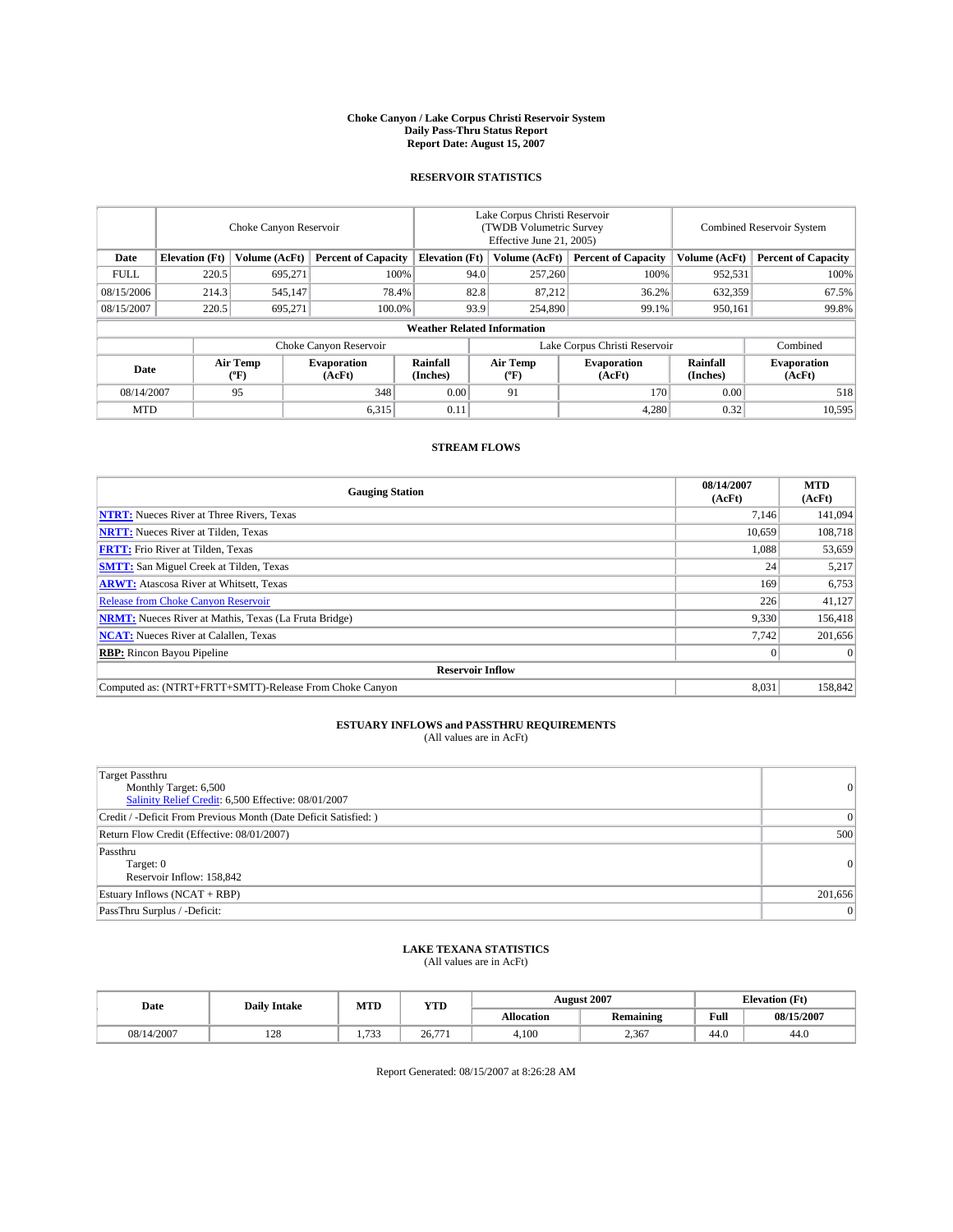# Choke Canyon / Lake Corpus Christi Reservoir System
## Daily Pass-Thru Status Report
### Report Date: August 15, 2007

## RESERVOIR STATISTICS

| | Choke Canyon Reservoir | | | Lake Corpus Christi Reservoir (TWDB Volumetric Survey Effective June 21, 2005) | | | Combined Reservoir System | |
|---|---|---|---|---|---|---|---|---|
| Date | Elevation (Ft) | Volume (AcFt) | Percent of Capacity | Elevation (Ft) | Volume (AcFt) | Percent of Capacity | Volume (AcFt) | Percent of Capacity |
| FULL | 220.5 | 695,271 | 100% | 94.0 | 257,260 | 100% | 952,531 | 100% |
| 08/15/2006 | 214.3 | 545,147 | 78.4% | 82.8 | 87,212 | 36.2% | 632,359 | 67.5% |
| 08/15/2007 | 220.5 | 695,271 | 100.0% | 93.9 | 254,890 | 99.1% | 950,161 | 99.8% |

**Weather Related Information**

| | Choke Canyon Reservoir | | | Lake Corpus Christi Reservoir | | | Combined |
|---|---|---|---|---|---|---|---|
| Date | Air Temp (°F) | Evaporation (AcFt) | Rainfall (Inches) | Air Temp (°F) | Evaporation (AcFt) | Rainfall (Inches) | Evaporation (AcFt) |
| 08/14/2007 | 95 | 348 | 0.00 | 91 | 170 | 0.00 | 518 |
| MTD | | 6,315 | 0.11 | | 4,280 | 0.32 | 10,595 |

## STREAM FLOWS

| Gauging Station | 08/14/2007 (AcFt) | MTD (AcFt) |
|---|---|---|
| NTRT: Nueces River at Three Rivers, Texas | 7,146 | 141,094 |
| NRTT: Nueces River at Tilden, Texas | 10,659 | 108,718 |
| FRTT: Frio River at Tilden, Texas | 1,088 | 53,659 |
| SMTT: San Miguel Creek at Tilden, Texas | 24 | 5,217 |
| ARWT: Atascosa River at Whitsett, Texas | 169 | 6,753 |
| Release from Choke Canyon Reservoir | 226 | 41,127 |
| NRMT: Nueces River at Mathis, Texas (La Fruta Bridge) | 9,330 | 156,418 |
| NCAT: Nueces River at Calallen, Texas | 7,742 | 201,656 |
| RBP: Rincon Bayou Pipeline | 0 | 0 |
| **Reservoir Inflow** | | |
| Computed as: (NTRT+FRTT+SMTT)-Release From Choke Canyon | 8,031 | 158,842 |

## ESTUARY INFLOWS and PASSTHRU REQUIREMENTS
(All values are in AcFt)

| | |
|---|---|
| Target Passthru<br>Monthly Target: 6,500<br>Salinity Relief Credit: 6,500 Effective: 08/01/2007 | 0 |
| Credit / -Deficit From Previous Month (Date Deficit Satisfied: ) | 0 |
| Return Flow Credit (Effective: 08/01/2007) | 500 |
| Passthru<br>Target: 0<br>Reservoir Inflow: 158,842 | 0 |
| Estuary Inflows (NCAT + RBP) | 201,656 |
| PassThru Surplus / -Deficit: | 0 |

## LAKE TEXANA STATISTICS
(All values are in AcFt)

| Date | Daily Intake | MTD | YTD | August 2007 | | Elevation (Ft) | |
|---|---|---|---|---|---|---|---|
| | | | | Allocation | Remaining | Full | 08/15/2007 |
| 08/14/2007 | 128 | 1,733 | 26,771 | 4,100 | 2,367 | 44.0 | 44.0 |

Report Generated: 08/15/2007 at 8:26:28 AM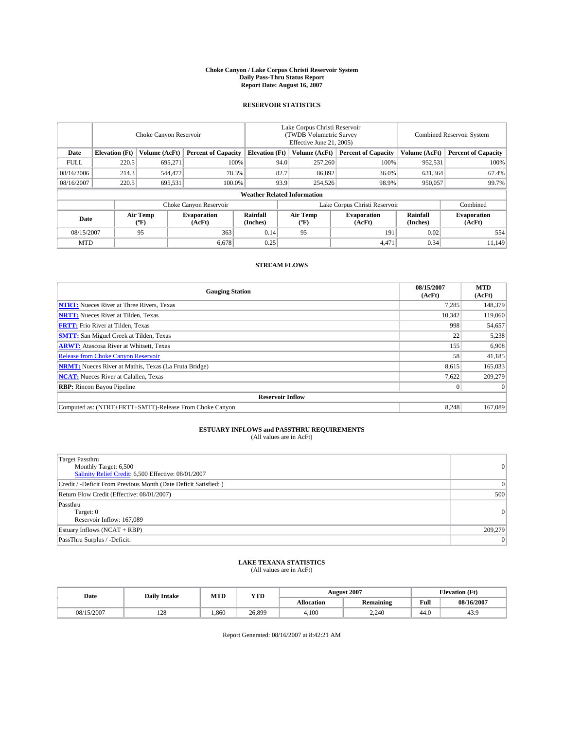# Choke Canyon / Lake Corpus Christi Reservoir System
## Daily Pass-Thru Status Report
### Report Date: August 16, 2007

## RESERVOIR STATISTICS

| | Choke Canyon Reservoir | | | Lake Corpus Christi Reservoir (TWDB Volumetric Survey Effective June 21, 2005) | | | Combined Reservoir System | |
|---|---|---|---|---|---|---|---|---|
| Date | Elevation (Ft) | Volume (AcFt) | Percent of Capacity | Elevation (Ft) | Volume (AcFt) | Percent of Capacity | Volume (AcFt) | Percent of Capacity |
| FULL | 220.5 | 695,271 | 100% | 94.0 | 257,260 | 100% | 952,531 | 100% |
| 08/16/2006 | 214.3 | 544,472 | 78.3% | 82.7 | 86,892 | 36.0% | 631,364 | 67.4% |
| 08/16/2007 | 220.5 | 695,531 | 100.0% | 93.9 | 254,526 | 98.9% | 950,057 | 99.7% |

**Weather Related Information**

| | Choke Canyon Reservoir | | | Lake Corpus Christi Reservoir | | | Combined |
|---|---|---|---|---|---|---|---|
| Date | Air Temp (ºF) | Evaporation (AcFt) | Rainfall (Inches) | Air Temp (ºF) | Evaporation (AcFt) | Rainfall (Inches) | Evaporation (AcFt) |
| 08/15/2007 | 95 | 363 | 0.14 | 95 | 191 | 0.02 | 554 |
| MTD | | 6,678 | 0.25 | | 4,471 | 0.34 | 11,149 |

## STREAM FLOWS

| Gauging Station | 08/15/2007 (AcFt) | MTD (AcFt) |
|---|---|---|
| NTRT: Nueces River at Three Rivers, Texas | 7,285 | 148,379 |
| NRTT: Nueces River at Tilden, Texas | 10,342 | 119,060 |
| FRTT: Frio River at Tilden, Texas | 998 | 54,657 |
| SMTT: San Miguel Creek at Tilden, Texas | 22 | 5,238 |
| ARWT: Atascosa River at Whitsett, Texas | 155 | 6,908 |
| Release from Choke Canyon Reservoir | 58 | 41,185 |
| NRMT: Nueces River at Mathis, Texas (La Fruta Bridge) | 8,615 | 165,033 |
| NCAT: Nueces River at Calallen, Texas | 7,622 | 209,279 |
| RBP: Rincon Bayou Pipeline | 0 | 0 |
| **Reservoir Inflow** | | |
| Computed as: (NTRT+FRTT+SMTT)-Release From Choke Canyon | 8,248 | 167,089 |

## ESTUARY INFLOWS and PASSTHRU REQUIREMENTS
(All values are in AcFt)

| | |
|---|---|
| Target Passthru<br>Monthly Target: 6,500<br>Salinity Relief Credit: 6,500 Effective: 08/01/2007 | 0 |
| Credit / -Deficit From Previous Month (Date Deficit Satisfied: ) | 0 |
| Return Flow Credit (Effective: 08/01/2007) | 500 |
| Passthru<br>Target: 0<br>Reservoir Inflow: 167,089 | 0 |
| Estuary Inflows (NCAT + RBP) | 209,279 |
| PassThru Surplus / -Deficit: | 0 |

## LAKE TEXANA STATISTICS
(All values are in AcFt)

| Date | Daily Intake | MTD | YTD | August 2007 | | Elevation (Ft) | |
|---|---|---|---|---|---|---|---|
| | | | | Allocation | Remaining | Full | 08/16/2007 |
| 08/15/2007 | 128 | 1,860 | 26,899 | 4,100 | 2,240 | 44.0 | 43.9 |

Report Generated: 08/16/2007 at 8:42:21 AM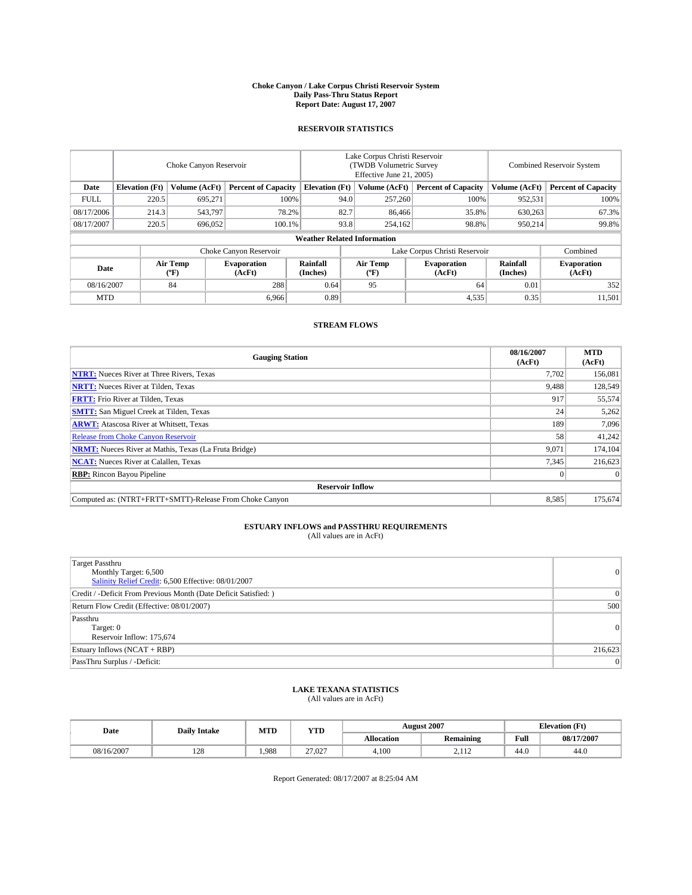# Choke Canyon / Lake Corpus Christi Reservoir System
## Daily Pass-Thru Status Report
## Report Date: August 17, 2007

### RESERVOIR STATISTICS

| | Choke Canyon Reservoir | | | Lake Corpus Christi Reservoir (TWDB Volumetric Survey Effective June 21, 2005) | | | Combined Reservoir System | |
|---|---|---|---|---|---|---|---|---|
| Date | Elevation (Ft) | Volume (AcFt) | Percent of Capacity | Elevation (Ft) | Volume (AcFt) | Percent of Capacity | Volume (AcFt) | Percent of Capacity |
| FULL | 220.5 | 695,271 | 100% | 94.0 | 257,260 | 100% | 952,531 | 100% |
| 08/17/2006 | 214.3 | 543,797 | 78.2% | 82.7 | 86,466 | 35.8% | 630,263 | 67.3% |
| 08/17/2007 | 220.5 | 696,052 | 100.1% | 93.8 | 254,162 | 98.8% | 950,214 | 99.8% |

**Weather Related Information**

| | Choke Canyon Reservoir | | | Lake Corpus Christi Reservoir | | | Combined |
|---|---|---|---|---|---|---|---|
| Date | Air Temp (°F) | Evaporation (AcFt) | Rainfall (Inches) | Air Temp (°F) | Evaporation (AcFt) | Rainfall (Inches) | Evaporation (AcFt) |
| 08/16/2007 | 84 | 288 | 0.64 | 95 | 64 | 0.01 | 352 |
| MTD | | 6,966 | 0.89 | | 4,535 | 0.35 | 11,501 |

### STREAM FLOWS

| Gauging Station | 08/16/2007 (AcFt) | MTD (AcFt) |
|---|---|---|
| **NTRT:** Nueces River at Three Rivers, Texas | 7,702 | 156,081 |
| **NRTT:** Nueces River at Tilden, Texas | 9,488 | 128,549 |
| **FRTT:** Frio River at Tilden, Texas | 917 | 55,574 |
| **SMTT:** San Miguel Creek at Tilden, Texas | 24 | 5,262 |
| **ARWT:** Atascosa River at Whitsett, Texas | 189 | 7,096 |
| Release from Choke Canyon Reservoir | 58 | 41,242 |
| **NRMT:** Nueces River at Mathis, Texas (La Fruta Bridge) | 9,071 | 174,104 |
| **NCAT:** Nueces River at Calallen, Texas | 7,345 | 216,623 |
| **RBP:** Rincon Bayou Pipeline | 0 | 0 |
| **Reservoir Inflow** | | |
| Computed as: (NTRT+FRTT+SMTT)-Release From Choke Canyon | 8,585 | 175,674 |

### ESTUARY INFLOWS and PASSTHRU REQUIREMENTS
(All values are in AcFt)

| | |
|---|---|
| Target Passthru<br>Monthly Target: 6,500<br>Salinity Relief Credit: 6,500 Effective: 08/01/2007 | 0 |
| Credit / -Deficit From Previous Month (Date Deficit Satisfied: ) | 0 |
| Return Flow Credit (Effective: 08/01/2007) | 500 |
| Passthru<br>Target: 0<br>Reservoir Inflow: 175,674 | 0 |
| Estuary Inflows (NCAT + RBP) | 216,623 |
| PassThru Surplus / -Deficit: | 0 |

### LAKE TEXANA STATISTICS
(All values are in AcFt)

| Date | Daily Intake | MTD | YTD | August 2007 | | Elevation (Ft) | |
|---|---|---|---|---|---|---|---|
| | | | | Allocation | Remaining | Full | 08/17/2007 |
| 08/16/2007 | 128 | 1,988 | 27,027 | 4,100 | 2,112 | 44.0 | 44.0 |

Report Generated: 08/17/2007 at 8:25:04 AM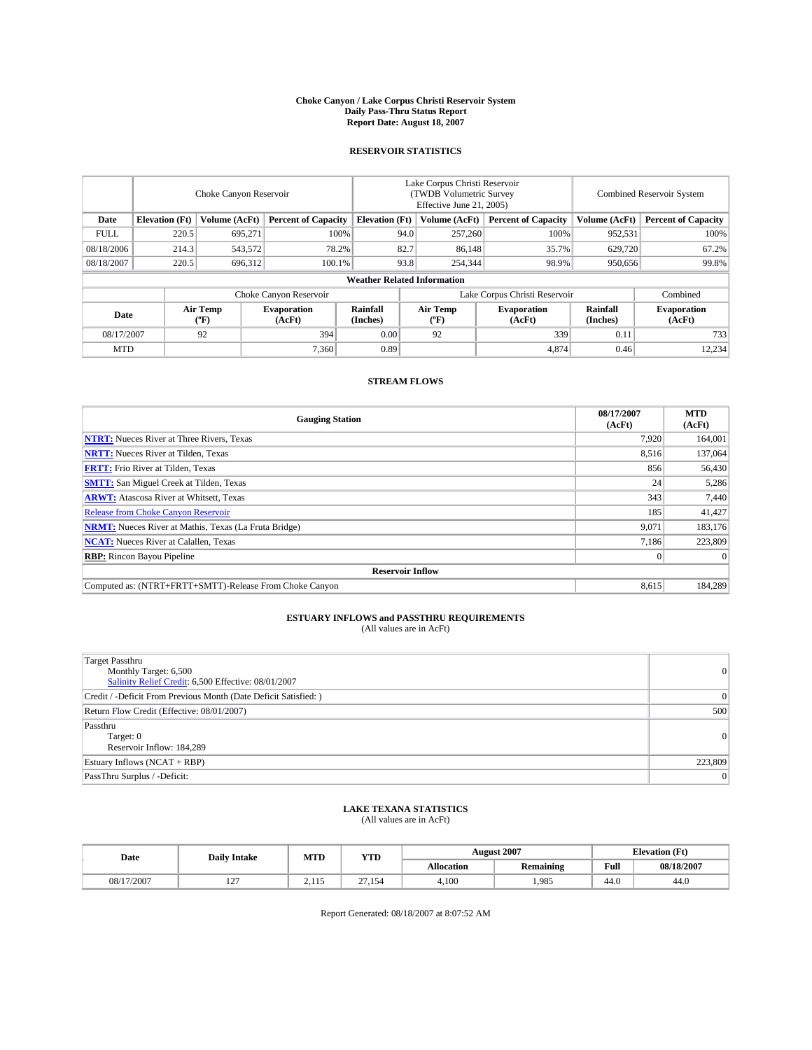# Choke Canyon / Lake Corpus Christi Reservoir System
## Daily Pass-Thru Status Report
## Report Date: August 18, 2007

### RESERVOIR STATISTICS

| | Choke Canyon Reservoir | | | Lake Corpus Christi Reservoir (TWDB Volumetric Survey Effective June 21, 2005) | | | Combined Reservoir System | |
|---|---|---|---|---|---|---|---|---|
| Date | Elevation (Ft) | Volume (AcFt) | Percent of Capacity | Elevation (Ft) | Volume (AcFt) | Percent of Capacity | Volume (AcFt) | Percent of Capacity |
| FULL | 220.5 | 695,271 | 100% | 94.0 | 257,260 | 100% | 952,531 | 100% |
| 08/18/2006 | 214.3 | 543,572 | 78.2% | 82.7 | 86,148 | 35.7% | 629,720 | 67.2% |
| 08/18/2007 | 220.5 | 696,312 | 100.1% | 93.8 | 254,344 | 98.9% | 950,656 | 99.8% |

**Weather Related Information**

| | Choke Canyon Reservoir | | | Lake Corpus Christi Reservoir | | | Combined |
|---|---|---|---|---|---|---|---|
| Date | Air Temp (ºF) | Evaporation (AcFt) | Rainfall (Inches) | Air Temp (ºF) | Evaporation (AcFt) | Rainfall (Inches) | Evaporation (AcFt) |
| 08/17/2007 | 92 | 394 | 0.00 | 92 | 339 | 0.11 | 733 |
| MTD | | 7,360 | 0.89 | | 4,874 | 0.46 | 12,234 |

### STREAM FLOWS

| Gauging Station | 08/17/2007 (AcFt) | MTD (AcFt) |
|---|---|---|
| NTRT: Nueces River at Three Rivers, Texas | 7,920 | 164,001 |
| NRTT: Nueces River at Tilden, Texas | 8,516 | 137,064 |
| FRTT: Frio River at Tilden, Texas | 856 | 56,430 |
| SMTT: San Miguel Creek at Tilden, Texas | 24 | 5,286 |
| ARWT: Atascosa River at Whitsett, Texas | 343 | 7,440 |
| Release from Choke Canyon Reservoir | 185 | 41,427 |
| NRMT: Nueces River at Mathis, Texas (La Fruta Bridge) | 9,071 | 183,176 |
| NCAT: Nueces River at Calallen, Texas | 7,186 | 223,809 |
| RBP: Rincon Bayou Pipeline | 0 | 0 |
| **Reservoir Inflow** | | |
| Computed as: (NTRT+FRTT+SMTT)-Release From Choke Canyon | 8,615 | 184,289 |

### ESTUARY INFLOWS and PASSTHRU REQUIREMENTS
(All values are in AcFt)

| | |
|---|---|
| Target Passthru<br>Monthly Target: 6,500<br>Salinity Relief Credit: 6,500 Effective: 08/01/2007 | 0 |
| Credit / -Deficit From Previous Month (Date Deficit Satisfied: ) | 0 |
| Return Flow Credit (Effective: 08/01/2007) | 500 |
| Passthru<br>Target: 0<br>Reservoir Inflow: 184,289 | 0 |
| Estuary Inflows (NCAT + RBP) | 223,809 |
| PassThru Surplus / -Deficit: | 0 |

### LAKE TEXANA STATISTICS
(All values are in AcFt)

| Date | Daily Intake | MTD | YTD | August 2007 | | Elevation (Ft) | |
|---|---|---|---|---|---|---|---|
| | | | | Allocation | Remaining | Full | 08/18/2007 |
| 08/17/2007 | 127 | 2,115 | 27,154 | 4,100 | 1,985 | 44.0 | 44.0 |

Report Generated: 08/18/2007 at 8:07:52 AM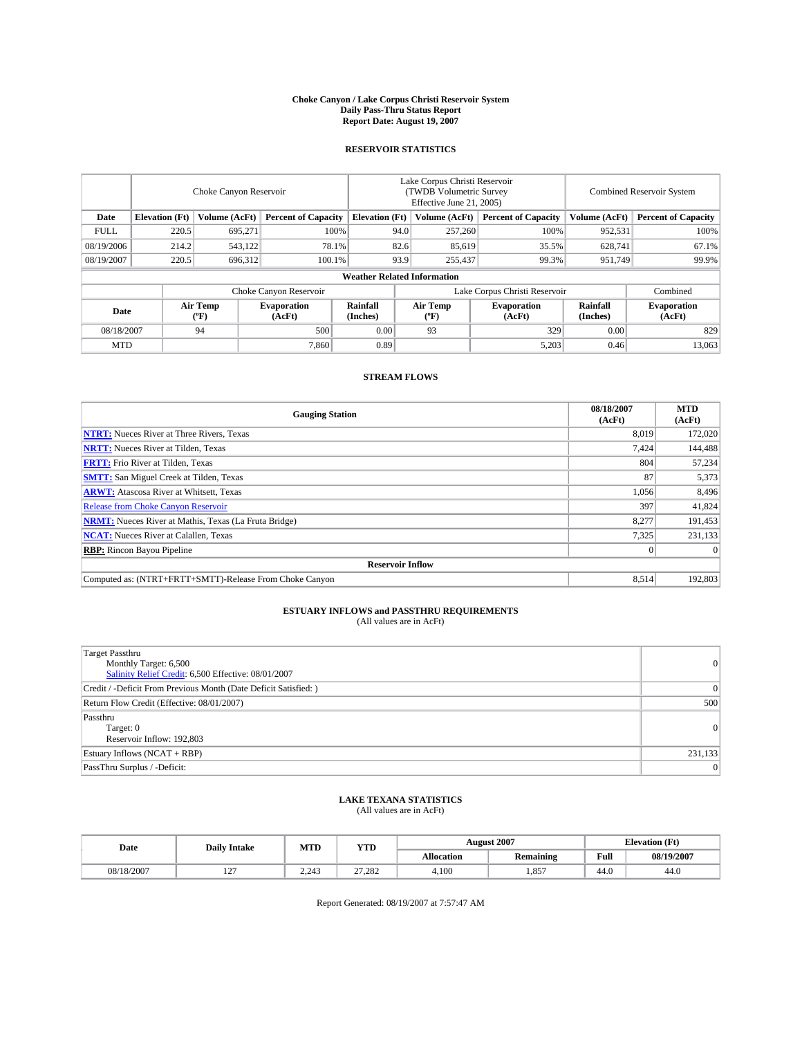# Choke Canyon / Lake Corpus Christi Reservoir System
## Daily Pass-Thru Status Report
### Report Date: August 19, 2007

## RESERVOIR STATISTICS

| | Choke Canyon Reservoir | | | Lake Corpus Christi Reservoir (TWDB Volumetric Survey Effective June 21, 2005) | | | Combined Reservoir System | |
|---|---|---|---|---|---|---|---|---|
| Date | Elevation (Ft) | Volume (AcFt) | Percent of Capacity | Elevation (Ft) | Volume (AcFt) | Percent of Capacity | Volume (AcFt) | Percent of Capacity |
| FULL | 220.5 | 695,271 | 100% | 94.0 | 257,260 | 100% | 952,531 | 100% |
| 08/19/2006 | 214.2 | 543,122 | 78.1% | 82.6 | 85,619 | 35.5% | 628,741 | 67.1% |
| 08/19/2007 | 220.5 | 696,312 | 100.1% | 93.9 | 255,437 | 99.3% | 951,749 | 99.9% |

**Weather Related Information**

| | Choke Canyon Reservoir | | | Lake Corpus Christi Reservoir | | | Combined |
|---|---|---|---|---|---|---|---|
| Date | Air Temp (°F) | Evaporation (AcFt) | Rainfall (Inches) | Air Temp (°F) | Evaporation (AcFt) | Rainfall (Inches) | Evaporation (AcFt) |
| 08/18/2007 | 94 | 500 | 0.00 | 93 | 329 | 0.00 | 829 |
| MTD | | 7,860 | 0.89 | | 5,203 | 0.46 | 13,063 |

## STREAM FLOWS

| Gauging Station | 08/18/2007 (AcFt) | MTD (AcFt) |
|---|---|---|
| **NTRT:** Nueces River at Three Rivers, Texas | 8,019 | 172,020 |
| **NRTT:** Nueces River at Tilden, Texas | 7,424 | 144,488 |
| **FRTT:** Frio River at Tilden, Texas | 804 | 57,234 |
| **SMTT:** San Miguel Creek at Tilden, Texas | 87 | 5,373 |
| **ARWT:** Atascosa River at Whitsett, Texas | 1,056 | 8,496 |
| Release from Choke Canyon Reservoir | 397 | 41,824 |
| **NRMT:** Nueces River at Mathis, Texas (La Fruta Bridge) | 8,277 | 191,453 |
| **NCAT:** Nueces River at Calallen, Texas | 7,325 | 231,133 |
| **RBP:** Rincon Bayou Pipeline | 0 | 0 |
| **Reservoir Inflow** | | |
| Computed as: (NTRT+FRTT+SMTT)-Release From Choke Canyon | 8,514 | 192,803 |

## ESTUARY INFLOWS and PASSTHRU REQUIREMENTS
(All values are in AcFt)

| | |
|---|---|
| Target Passthru<br>Monthly Target: 6,500<br>Salinity Relief Credit: 6,500 Effective: 08/01/2007 | 0 |
| Credit / -Deficit From Previous Month (Date Deficit Satisfied: ) | 0 |
| Return Flow Credit (Effective: 08/01/2007) | 500 |
| Passthru<br>Target: 0<br>Reservoir Inflow: 192,803 | 0 |
| Estuary Inflows (NCAT + RBP) | 231,133 |
| PassThru Surplus / -Deficit: | 0 |

## LAKE TEXANA STATISTICS
(All values are in AcFt)

| Date | Daily Intake | MTD | YTD | August 2007 | | Elevation (Ft) | |
|---|---|---|---|---|---|---|---|
| | | | | Allocation | Remaining | Full | 08/19/2007 |
| 08/18/2007 | 127 | 2,243 | 27,282 | 4,100 | 1,857 | 44.0 | 44.0 |

Report Generated: 08/19/2007 at 7:57:47 AM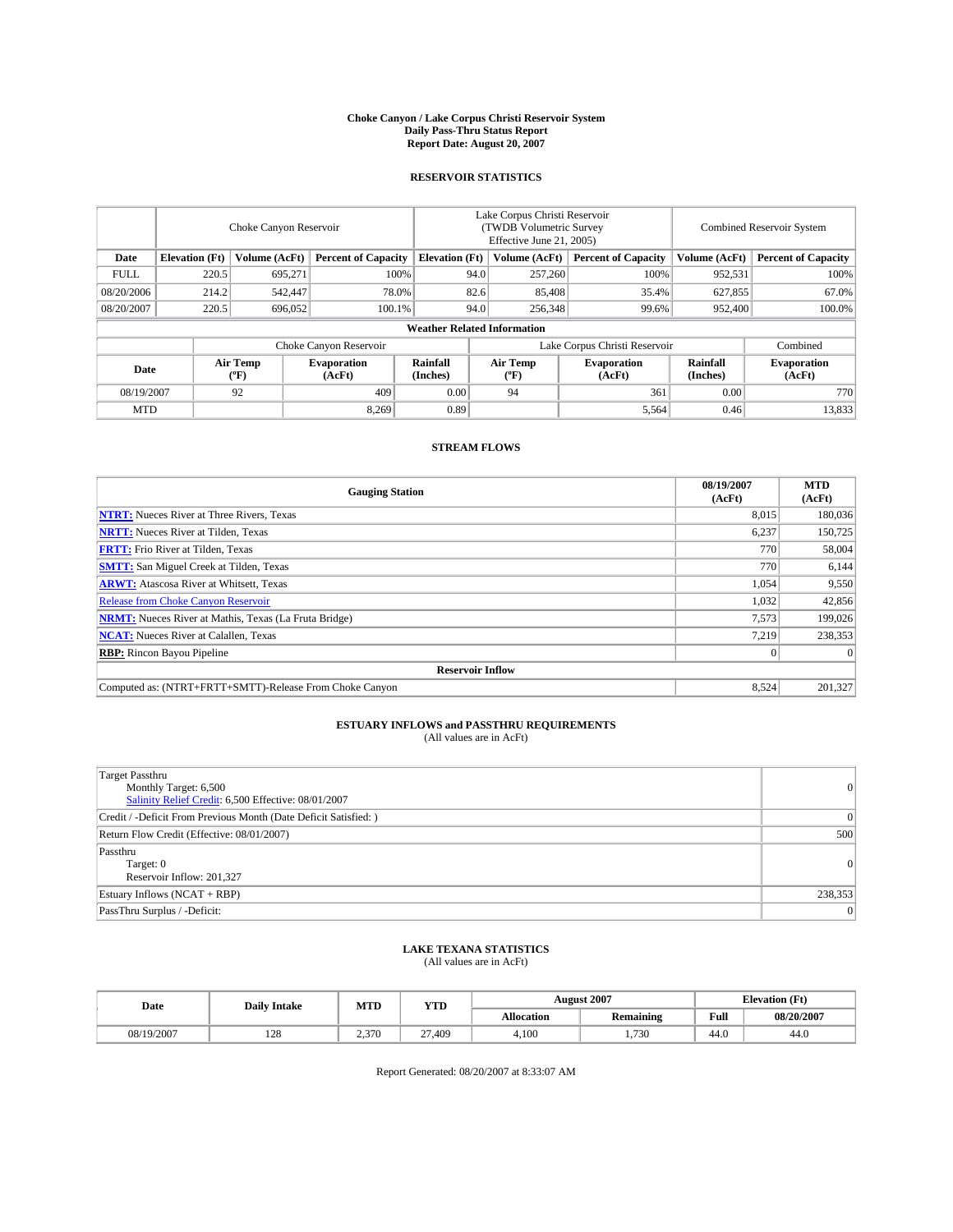# Choke Canyon / Lake Corpus Christi Reservoir System
## Daily Pass-Thru Status Report
### Report Date: August 20, 2007

## RESERVOIR STATISTICS

| | Choke Canyon Reservoir | | | Lake Corpus Christi Reservoir (TWDB Volumetric Survey Effective June 21, 2005) | | | Combined Reservoir System | |
|---|---|---|---|---|---|---|---|---|
| Date | Elevation (Ft) | Volume (AcFt) | Percent of Capacity | Elevation (Ft) | Volume (AcFt) | Percent of Capacity | Volume (AcFt) | Percent of Capacity |
| FULL | 220.5 | 695,271 | 100% | 94.0 | 257,260 | 100% | 952,531 | 100% |
| 08/20/2006 | 214.2 | 542,447 | 78.0% | 82.6 | 85,408 | 35.4% | 627,855 | 67.0% |
| 08/20/2007 | 220.5 | 696,052 | 100.1% | 94.0 | 256,348 | 99.6% | 952,400 | 100.0% |

**Weather Related Information**

| | Choke Canyon Reservoir | | | Lake Corpus Christi Reservoir | | | Combined |
|---|---|---|---|---|---|---|---|
| Date | Air Temp (°F) | Evaporation (AcFt) | Rainfall (Inches) | Air Temp (°F) | Evaporation (AcFt) | Rainfall (Inches) | Evaporation (AcFt) |
| 08/19/2007 | 92 | 409 | 0.00 | 94 | 361 | 0.00 | 770 |
| MTD | | 8,269 | 0.89 | | 5,564 | 0.46 | 13,833 |

## STREAM FLOWS

| Gauging Station | 08/19/2007 (AcFt) | MTD (AcFt) |
|---|---|---|
| **NTRT:** Nueces River at Three Rivers, Texas | 8,015 | 180,036 |
| **NRTT:** Nueces River at Tilden, Texas | 6,237 | 150,725 |
| **FRTT:** Frio River at Tilden, Texas | 770 | 58,004 |
| **SMTT:** San Miguel Creek at Tilden, Texas | 770 | 6,144 |
| **ARWT:** Atascosa River at Whitsett, Texas | 1,054 | 9,550 |
| Release from Choke Canyon Reservoir | 1,032 | 42,856 |
| **NRMT:** Nueces River at Mathis, Texas (La Fruta Bridge) | 7,573 | 199,026 |
| **NCAT:** Nueces River at Calallen, Texas | 7,219 | 238,353 |
| **RBP:** Rincon Bayou Pipeline | 0 | 0 |
| **Reservoir Inflow** | | |
| Computed as: (NTRT+FRTT+SMTT)-Release From Choke Canyon | 8,524 | 201,327 |

## ESTUARY INFLOWS and PASSTHRU REQUIREMENTS
(All values are in AcFt)

| | |
|---|---|
| Target Passthru<br>Monthly Target: 6,500<br>Salinity Relief Credit: 6,500 Effective: 08/01/2007 | 0 |
| Credit / -Deficit From Previous Month (Date Deficit Satisfied: ) | 0 |
| Return Flow Credit (Effective: 08/01/2007) | 500 |
| Passthru<br>Target: 0<br>Reservoir Inflow: 201,327 | 0 |
| Estuary Inflows (NCAT + RBP) | 238,353 |
| PassThru Surplus / -Deficit: | 0 |

## LAKE TEXANA STATISTICS
(All values are in AcFt)

| Date | Daily Intake | MTD | YTD | August 2007 | | Elevation (Ft) | |
|---|---|---|---|---|---|---|---|
| | | | | Allocation | Remaining | Full | 08/20/2007 |
| 08/19/2007 | 128 | 2,370 | 27,409 | 4,100 | 1,730 | 44.0 | 44.0 |

Report Generated: 08/20/2007 at 8:33:07 AM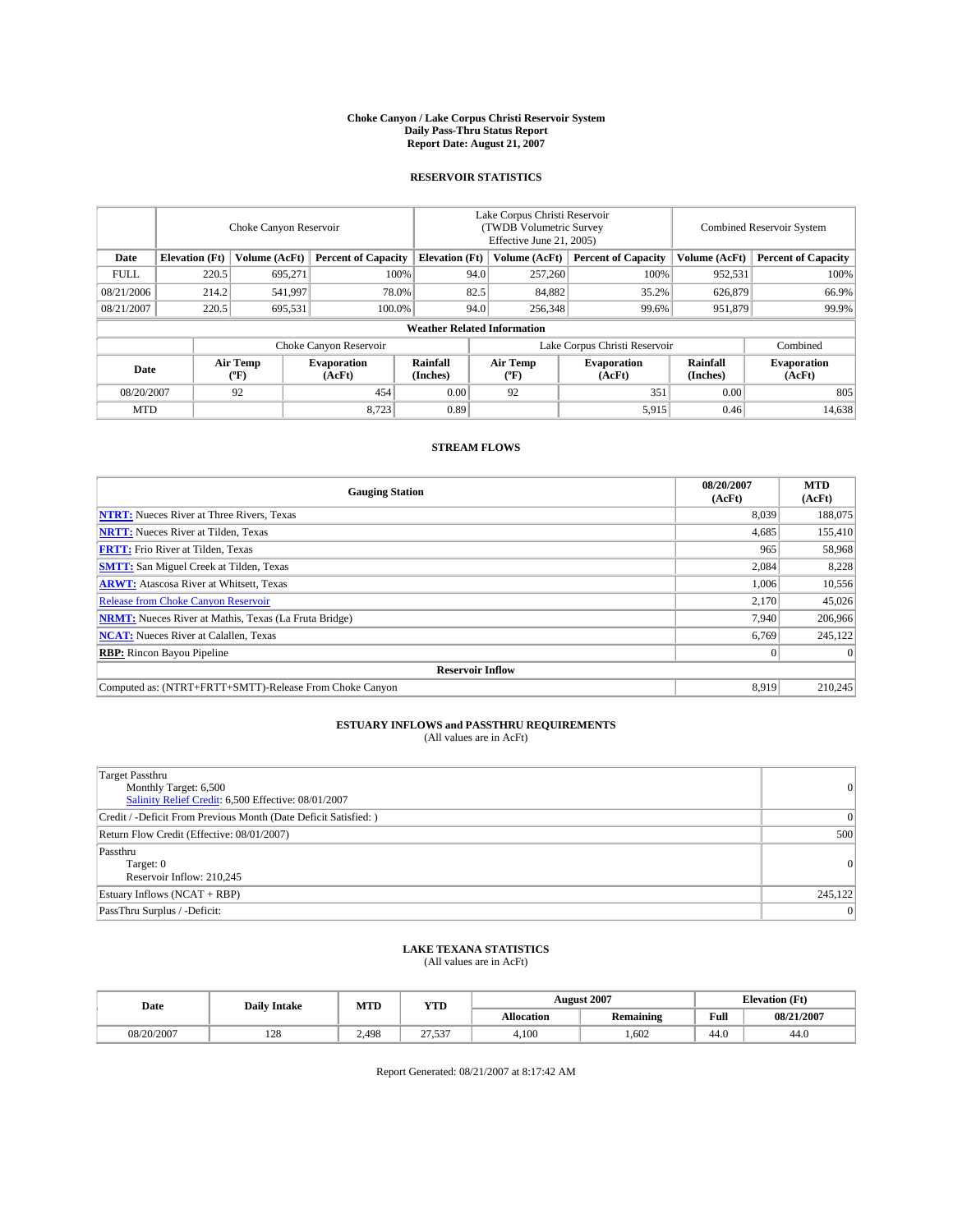**Choke Canyon / Lake Corpus Christi Reservoir System**
**Daily Pass-Thru Status Report**
**Report Date: August 21, 2007**

## RESERVOIR STATISTICS

| | Choke Canyon Reservoir | | | Lake Corpus Christi Reservoir (TWDB Volumetric Survey Effective June 21, 2005) | | | Combined Reservoir System | |
|---|---|---|---|---|---|---|---|---|
| **Date** | **Elevation (Ft)** | **Volume (AcFt)** | **Percent of Capacity** | **Elevation (Ft)** | **Volume (AcFt)** | **Percent of Capacity** | **Volume (AcFt)** | **Percent of Capacity** |
| FULL | 220.5 | 695,271 | 100% | 94.0 | 257,260 | 100% | 952,531 | 100% |
| 08/21/2006 | 214.2 | 541,997 | 78.0% | 82.5 | 84,882 | 35.2% | 626,879 | 66.9% |
| 08/21/2007 | 220.5 | 695,531 | 100.0% | 94.0 | 256,348 | 99.6% | 951,879 | 99.9% |

**Weather Related Information**

| | Choke Canyon Reservoir | | | Lake Corpus Christi Reservoir | | | Combined |
|---|---|---|---|---|---|---|---|
| **Date** | **Air Temp (°F)** | **Evaporation (AcFt)** | **Rainfall (Inches)** | **Air Temp (°F)** | **Evaporation (AcFt)** | **Rainfall (Inches)** | **Evaporation (AcFt)** |
| 08/20/2007 | 92 | 454 | 0.00 | 92 | 351 | 0.00 | 805 |
| MTD | | 8,723 | 0.89 | | 5,915 | 0.46 | 14,638 |

## STREAM FLOWS

| Gauging Station | 08/20/2007 (AcFt) | MTD (AcFt) |
|---|---|---|
| **NTRT:** Nueces River at Three Rivers, Texas | 8,039 | 188,075 |
| **NRTT:** Nueces River at Tilden, Texas | 4,685 | 155,410 |
| **FRTT:** Frio River at Tilden, Texas | 965 | 58,968 |
| **SMTT:** San Miguel Creek at Tilden, Texas | 2,084 | 8,228 |
| **ARWT:** Atascosa River at Whitsett, Texas | 1,006 | 10,556 |
| Release from Choke Canyon Reservoir | 2,170 | 45,026 |
| **NRMT:** Nueces River at Mathis, Texas (La Fruta Bridge) | 7,940 | 206,966 |
| **NCAT:** Nueces River at Calallen, Texas | 6,769 | 245,122 |
| **RBP:** Rincon Bayou Pipeline | 0 | 0 |
| **Reservoir Inflow** | | |
| Computed as: (NTRT+FRTT+SMTT)-Release From Choke Canyon | 8,919 | 210,245 |

## ESTUARY INFLOWS and PASSTHRU REQUIREMENTS
(All values are in AcFt)

| | |
|---|---|
| Target Passthru<br>Monthly Target: 6,500<br>Salinity Relief Credit: 6,500 Effective: 08/01/2007 | 0 |
| Credit / -Deficit From Previous Month (Date Deficit Satisfied: ) | 0 |
| Return Flow Credit (Effective: 08/01/2007) | 500 |
| Passthru<br>Target: 0<br>Reservoir Inflow: 210,245 | 0 |
| Estuary Inflows (NCAT + RBP) | 245,122 |
| PassThru Surplus / -Deficit: | 0 |

## LAKE TEXANA STATISTICS
(All values are in AcFt)

| Date | Daily Intake | MTD | YTD | August 2007 | | Elevation (Ft) | |
|---|---|---|---|---|---|---|---|
| | | | | **Allocation** | **Remaining** | **Full** | **08/21/2007** |
| 08/20/2007 | 128 | 2,498 | 27,537 | 4,100 | 1,602 | 44.0 | 44.0 |

Report Generated: 08/21/2007 at 8:17:42 AM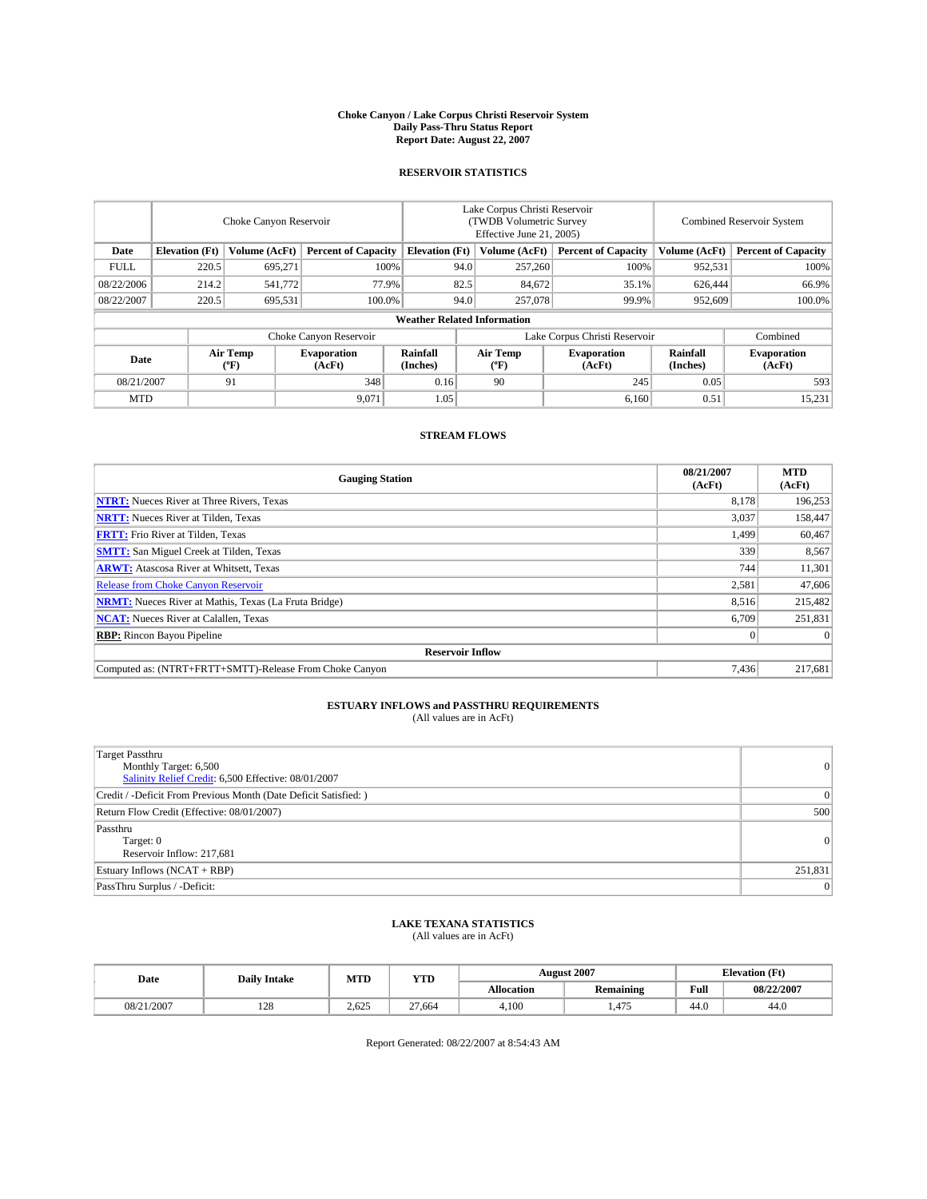# Choke Canyon / Lake Corpus Christi Reservoir System
## Daily Pass-Thru Status Report
### Report Date: August 22, 2007

## RESERVOIR STATISTICS

| | Choke Canyon Reservoir | | | Lake Corpus Christi Reservoir (TWDB Volumetric Survey Effective June 21, 2005) | | | Combined Reservoir System | |
|---|---|---|---|---|---|---|---|---|
| Date | Elevation (Ft) | Volume (AcFt) | Percent of Capacity | Elevation (Ft) | Volume (AcFt) | Percent of Capacity | Volume (AcFt) | Percent of Capacity |
| FULL | 220.5 | 695,271 | 100% | 94.0 | 257,260 | 100% | 952,531 | 100% |
| 08/22/2006 | 214.2 | 541,772 | 77.9% | 82.5 | 84,672 | 35.1% | 626,444 | 66.9% |
| 08/22/2007 | 220.5 | 695,531 | 100.0% | 94.0 | 257,078 | 99.9% | 952,609 | 100.0% |

**Weather Related Information**

| | Choke Canyon Reservoir | | | Lake Corpus Christi Reservoir | | | Combined |
|---|---|---|---|---|---|---|---|
| Date | Air Temp (°F) | Evaporation (AcFt) | Rainfall (Inches) | Air Temp (°F) | Evaporation (AcFt) | Rainfall (Inches) | Evaporation (AcFt) |
| 08/21/2007 | 91 | 348 | 0.16 | 90 | 245 | 0.05 | 593 |
| MTD | | 9,071 | 1.05 | | 6,160 | 0.51 | 15,231 |

## STREAM FLOWS

| Gauging Station | 08/21/2007 (AcFt) | MTD (AcFt) |
|---|---|---|
| **NTRT:** Nueces River at Three Rivers, Texas | 8,178 | 196,253 |
| **NRTT:** Nueces River at Tilden, Texas | 3,037 | 158,447 |
| **FRTT:** Frio River at Tilden, Texas | 1,499 | 60,467 |
| **SMTT:** San Miguel Creek at Tilden, Texas | 339 | 8,567 |
| **ARWT:** Atascosa River at Whitsett, Texas | 744 | 11,301 |
| Release from Choke Canyon Reservoir | 2,581 | 47,606 |
| **NRMT:** Nueces River at Mathis, Texas (La Fruta Bridge) | 8,516 | 215,482 |
| **NCAT:** Nueces River at Calallen, Texas | 6,709 | 251,831 |
| **RBP:** Rincon Bayou Pipeline | 0 | 0 |
| **Reservoir Inflow** | | |
| Computed as: (NTRT+FRTT+SMTT)-Release From Choke Canyon | 7,436 | 217,681 |

## ESTUARY INFLOWS and PASSTHRU REQUIREMENTS
(All values are in AcFt)

| | |
|---|---|
| Target Passthru<br>Monthly Target: 6,500<br>Salinity Relief Credit: 6,500 Effective: 08/01/2007 | 0 |
| Credit / -Deficit From Previous Month (Date Deficit Satisfied: ) | 0 |
| Return Flow Credit (Effective: 08/01/2007) | 500 |
| Passthru<br>Target: 0<br>Reservoir Inflow: 217,681 | 0 |
| Estuary Inflows (NCAT + RBP) | 251,831 |
| PassThru Surplus / -Deficit: | 0 |

## LAKE TEXANA STATISTICS
(All values are in AcFt)

| Date | Daily Intake | MTD | YTD | August 2007 | | Elevation (Ft) | |
|---|---|---|---|---|---|---|---|
| | | | | Allocation | Remaining | Full | 08/22/2007 |
| 08/21/2007 | 128 | 2,625 | 27,664 | 4,100 | 1,475 | 44.0 | 44.0 |

Report Generated: 08/22/2007 at 8:54:43 AM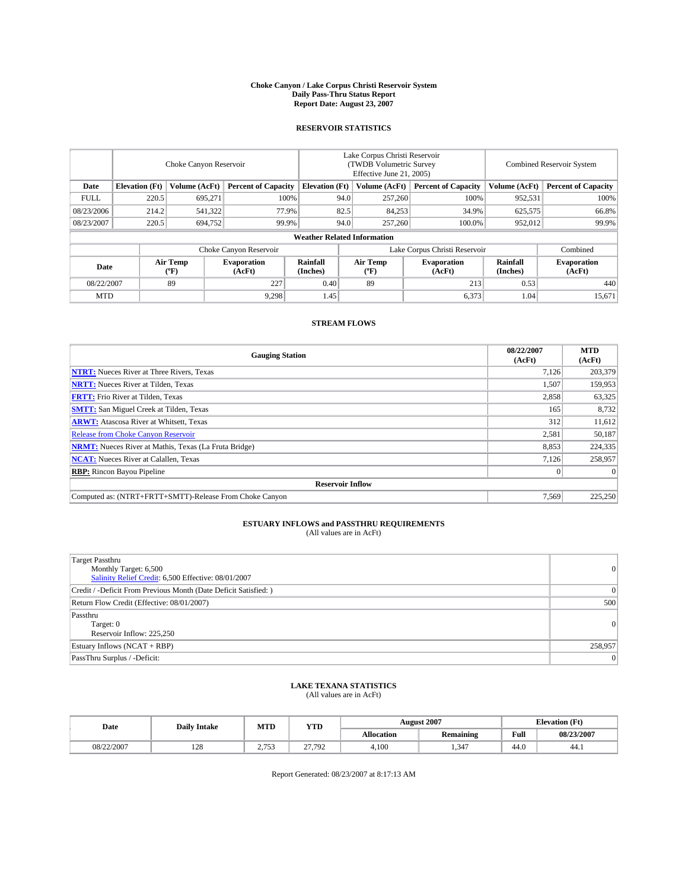# Choke Canyon / Lake Corpus Christi Reservoir System
## Daily Pass-Thru Status Report
### Report Date: August 23, 2007

## RESERVOIR STATISTICS

| | Choke Canyon Reservoir | | | Lake Corpus Christi Reservoir (TWDB Volumetric Survey Effective June 21, 2005) | | | Combined Reservoir System | |
|---|---|---|---|---|---|---|---|---|
| Date | Elevation (Ft) | Volume (AcFt) | Percent of Capacity | Elevation (Ft) | Volume (AcFt) | Percent of Capacity | Volume (AcFt) | Percent of Capacity |
| FULL | 220.5 | 695,271 | 100% | 94.0 | 257,260 | 100% | 952,531 | 100% |
| 08/23/2006 | 214.2 | 541,322 | 77.9% | 82.5 | 84,253 | 34.9% | 625,575 | 66.8% |
| 08/23/2007 | 220.5 | 694,752 | 99.9% | 94.0 | 257,260 | 100.0% | 952,012 | 99.9% |

**Weather Related Information**

| | Choke Canyon Reservoir | | | Lake Corpus Christi Reservoir | | | Combined |
|---|---|---|---|---|---|---|---|
| Date | Air Temp (°F) | Evaporation (AcFt) | Rainfall (Inches) | Air Temp (°F) | Evaporation (AcFt) | Rainfall (Inches) | Evaporation (AcFt) |
| 08/22/2007 | 89 | 227 | 0.40 | 89 | 213 | 0.53 | 440 |
| MTD | | 9,298 | 1.45 | | 6,373 | 1.04 | 15,671 |

## STREAM FLOWS

| Gauging Station | 08/22/2007 (AcFt) | MTD (AcFt) |
|---|---|---|
| **NTRT:** Nueces River at Three Rivers, Texas | 7,126 | 203,379 |
| **NRTT:** Nueces River at Tilden, Texas | 1,507 | 159,953 |
| **FRTT:** Frio River at Tilden, Texas | 2,858 | 63,325 |
| **SMTT:** San Miguel Creek at Tilden, Texas | 165 | 8,732 |
| **ARWT:** Atascosa River at Whitsett, Texas | 312 | 11,612 |
| Release from Choke Canyon Reservoir | 2,581 | 50,187 |
| **NRMT:** Nueces River at Mathis, Texas (La Fruta Bridge) | 8,853 | 224,335 |
| **NCAT:** Nueces River at Calallen, Texas | 7,126 | 258,957 |
| **RBP:** Rincon Bayou Pipeline | 0 | 0 |
| **Reservoir Inflow** | | |
| Computed as: (NTRT+FRTT+SMTT)-Release From Choke Canyon | 7,569 | 225,250 |

## ESTUARY INFLOWS and PASSTHRU REQUIREMENTS
(All values are in AcFt)

| | |
|---|---|
| Target Passthru<br>Monthly Target: 6,500<br>Salinity Relief Credit: 6,500 Effective: 08/01/2007 | 0 |
| Credit / -Deficit From Previous Month (Date Deficit Satisfied: ) | 0 |
| Return Flow Credit (Effective: 08/01/2007) | 500 |
| Passthru<br>Target: 0<br>Reservoir Inflow: 225,250 | 0 |
| Estuary Inflows (NCAT + RBP) | 258,957 |
| PassThru Surplus / -Deficit: | 0 |

## LAKE TEXANA STATISTICS
(All values are in AcFt)

| Date | Daily Intake | MTD | YTD | August 2007 | | Elevation (Ft) | |
|---|---|---|---|---|---|---|---|
| | | | | Allocation | Remaining | Full | 08/23/2007 |
| 08/22/2007 | 128 | 2,753 | 27,792 | 4,100 | 1,347 | 44.0 | 44.1 |

Report Generated: 08/23/2007 at 8:17:13 AM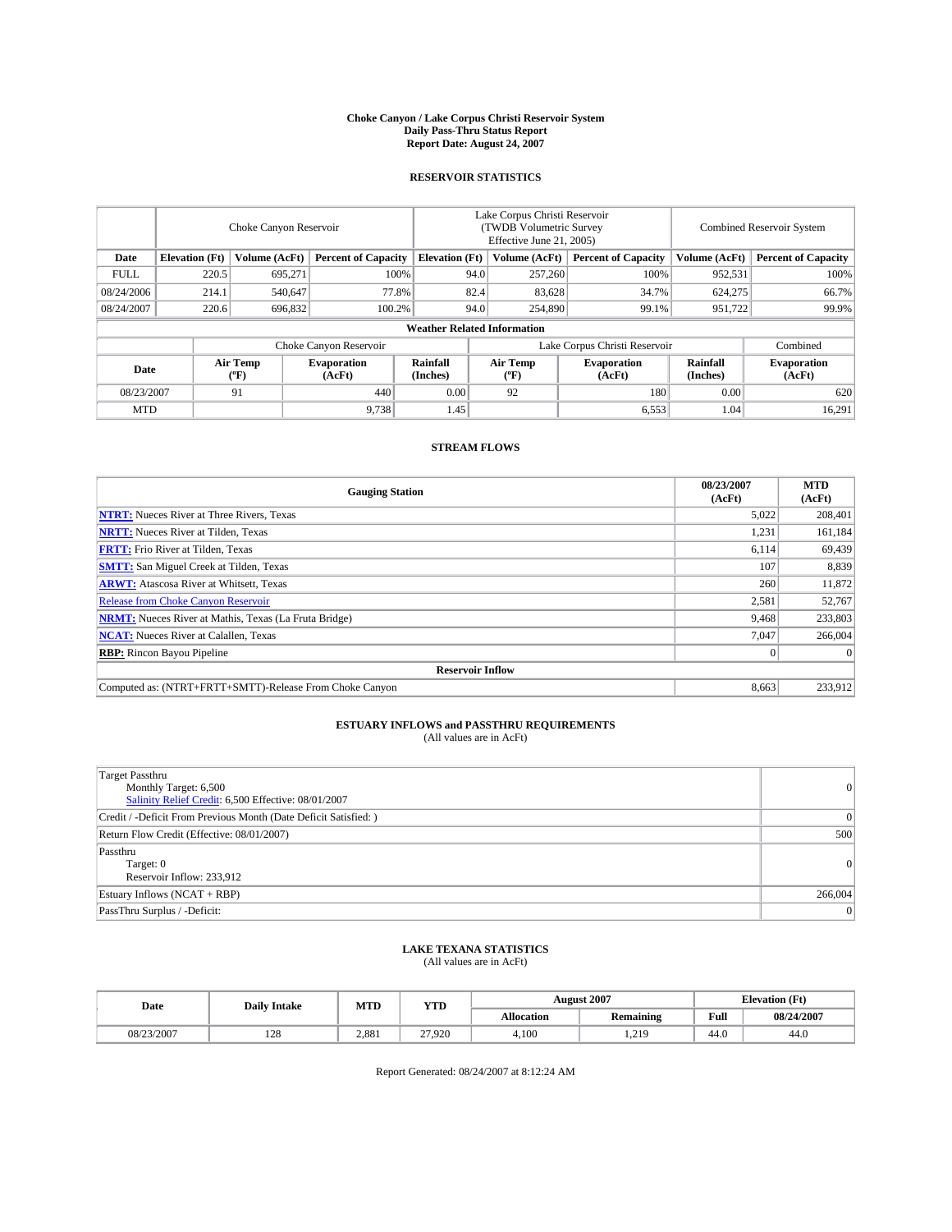# Choke Canyon / Lake Corpus Christi Reservoir System
## Daily Pass-Thru Status Report
### Report Date: August 24, 2007

## RESERVOIR STATISTICS

| | Choke Canyon Reservoir | | | Lake Corpus Christi Reservoir (TWDB Volumetric Survey Effective June 21, 2005) | | | Combined Reservoir System | |
|---|---|---|---|---|---|---|---|---|
| Date | Elevation (Ft) | Volume (AcFt) | Percent of Capacity | Elevation (Ft) | Volume (AcFt) | Percent of Capacity | Volume (AcFt) | Percent of Capacity |
| FULL | 220.5 | 695,271 | 100% | 94.0 | 257,260 | 100% | 952,531 | 100% |
| 08/24/2006 | 214.1 | 540,647 | 77.8% | 82.4 | 83,628 | 34.7% | 624,275 | 66.7% |
| 08/24/2007 | 220.6 | 696,832 | 100.2% | 94.0 | 254,890 | 99.1% | 951,722 | 99.9% |

**Weather Related Information**

| | Choke Canyon Reservoir | | | Lake Corpus Christi Reservoir | | | Combined |
|---|---|---|---|---|---|---|---|
| Date | Air Temp (°F) | Evaporation (AcFt) | Rainfall (Inches) | Air Temp (°F) | Evaporation (AcFt) | Rainfall (Inches) | Evaporation (AcFt) |
| 08/23/2007 | 91 | 440 | 0.00 | 92 | 180 | 0.00 | 620 |
| MTD | | 9,738 | 1.45 | | 6,553 | 1.04 | 16,291 |

## STREAM FLOWS

| Gauging Station | 08/23/2007 (AcFt) | MTD (AcFt) |
|---|---|---|
| **NTRT:** Nueces River at Three Rivers, Texas | 5,022 | 208,401 |
| **NRTT:** Nueces River at Tilden, Texas | 1,231 | 161,184 |
| **FRTT:** Frio River at Tilden, Texas | 6,114 | 69,439 |
| **SMTT:** San Miguel Creek at Tilden, Texas | 107 | 8,839 |
| **ARWT:** Atascosa River at Whitsett, Texas | 260 | 11,872 |
| Release from Choke Canyon Reservoir | 2,581 | 52,767 |
| **NRMT:** Nueces River at Mathis, Texas (La Fruta Bridge) | 9,468 | 233,803 |
| **NCAT:** Nueces River at Calallen, Texas | 7,047 | 266,004 |
| **RBP:** Rincon Bayou Pipeline | 0 | 0 |
| **Reservoir Inflow** | | |
| Computed as: (NTRT+FRTT+SMTT)-Release From Choke Canyon | 8,663 | 233,912 |

## ESTUARY INFLOWS and PASSTHRU REQUIREMENTS
(All values are in AcFt)

| | |
|---|---|
| Target Passthru<br>Monthly Target: 6,500<br>Salinity Relief Credit: 6,500 Effective: 08/01/2007 | 0 |
| Credit / -Deficit From Previous Month (Date Deficit Satisfied: ) | 0 |
| Return Flow Credit (Effective: 08/01/2007) | 500 |
| Passthru<br>Target: 0<br>Reservoir Inflow: 233,912 | 0 |
| Estuary Inflows (NCAT + RBP) | 266,004 |
| PassThru Surplus / -Deficit: | 0 |

## LAKE TEXANA STATISTICS
(All values are in AcFt)

| Date | Daily Intake | MTD | YTD | August 2007 | | Elevation (Ft) | |
|---|---|---|---|---|---|---|---|
| | | | | Allocation | Remaining | Full | 08/24/2007 |
| 08/23/2007 | 128 | 2,881 | 27,920 | 4,100 | 1,219 | 44.0 | 44.0 |

Report Generated: 08/24/2007 at 8:12:24 AM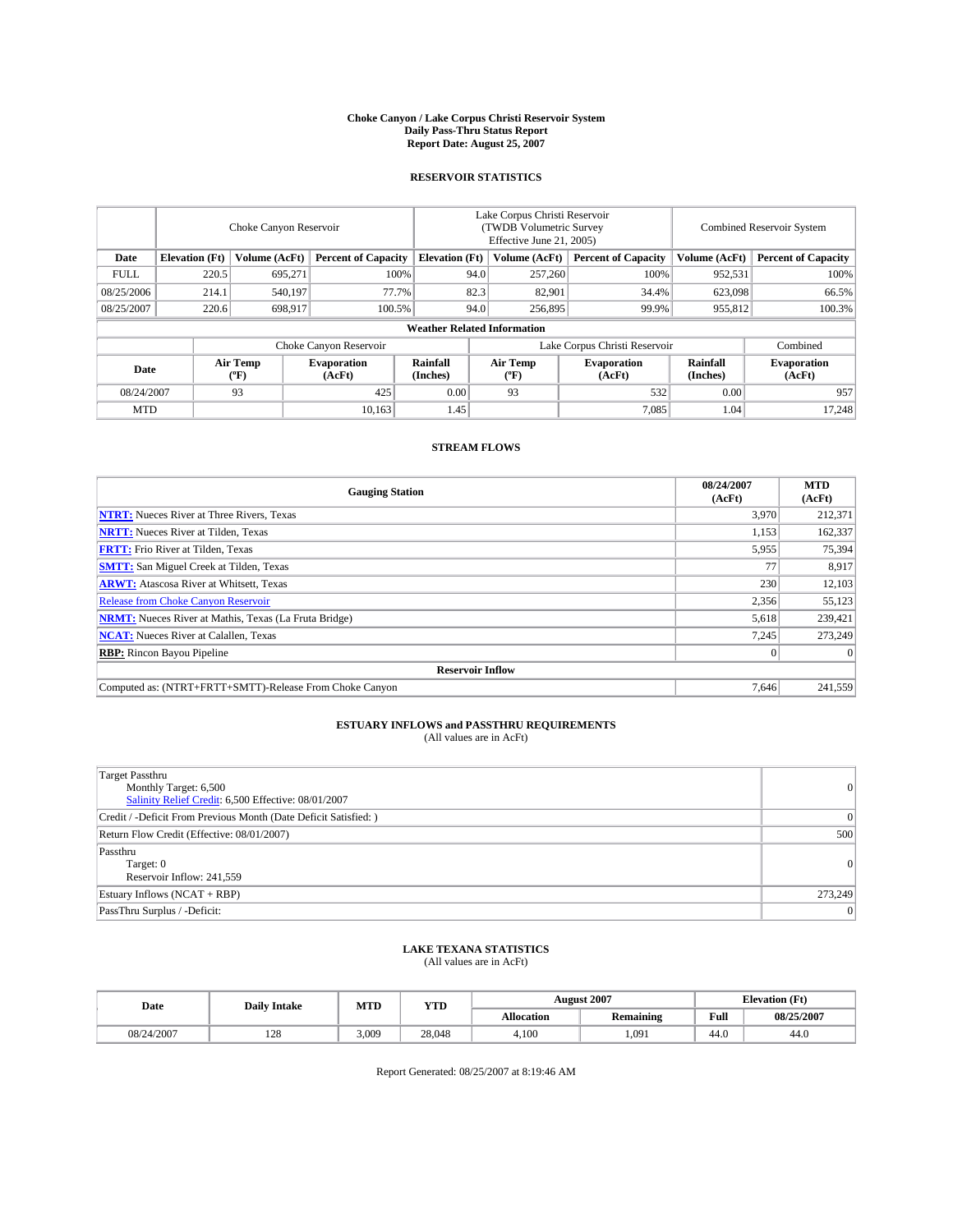# Choke Canyon / Lake Corpus Christi Reservoir System
## Daily Pass-Thru Status Report
## Report Date: August 25, 2007

### RESERVOIR STATISTICS

| | Choke Canyon Reservoir | | | Lake Corpus Christi Reservoir (TWDB Volumetric Survey Effective June 21, 2005) | | | Combined Reservoir System | |
|---|---|---|---|---|---|---|---|---|
| Date | Elevation (Ft) | Volume (AcFt) | Percent of Capacity | Elevation (Ft) | Volume (AcFt) | Percent of Capacity | Volume (AcFt) | Percent of Capacity |
| FULL | 220.5 | 695,271 | 100% | 94.0 | 257,260 | 100% | 952,531 | 100% |
| 08/25/2006 | 214.1 | 540,197 | 77.7% | 82.3 | 82,901 | 34.4% | 623,098 | 66.5% |
| 08/25/2007 | 220.6 | 698,917 | 100.5% | 94.0 | 256,895 | 99.9% | 955,812 | 100.3% |

**Weather Related Information**

| | Choke Canyon Reservoir | | | Lake Corpus Christi Reservoir | | | Combined |
|---|---|---|---|---|---|---|---|
| Date | Air Temp (ºF) | Evaporation (AcFt) | Rainfall (Inches) | Air Temp (ºF) | Evaporation (AcFt) | Rainfall (Inches) | Evaporation (AcFt) |
| 08/24/2007 | 93 | 425 | 0.00 | 93 | 532 | 0.00 | 957 |
| MTD | | 10,163 | 1.45 | | 7,085 | 1.04 | 17,248 |

### STREAM FLOWS

| Gauging Station | 08/24/2007 (AcFt) | MTD (AcFt) |
|---|---|---|
| **NTRT:** Nueces River at Three Rivers, Texas | 3,970 | 212,371 |
| **NRTT:** Nueces River at Tilden, Texas | 1,153 | 162,337 |
| **FRTT:** Frio River at Tilden, Texas | 5,955 | 75,394 |
| **SMTT:** San Miguel Creek at Tilden, Texas | 77 | 8,917 |
| **ARWT:** Atascosa River at Whitsett, Texas | 230 | 12,103 |
| Release from Choke Canyon Reservoir | 2,356 | 55,123 |
| **NRMT:** Nueces River at Mathis, Texas (La Fruta Bridge) | 5,618 | 239,421 |
| **NCAT:** Nueces River at Calallen, Texas | 7,245 | 273,249 |
| **RBP:** Rincon Bayou Pipeline | 0 | 0 |
| **Reservoir Inflow** | | |
| Computed as: (NTRT+FRTT+SMTT)-Release From Choke Canyon | 7,646 | 241,559 |

### ESTUARY INFLOWS and PASSTHRU REQUIREMENTS
(All values are in AcFt)

| | |
|---|---|
| Target Passthru<br>Monthly Target: 6,500<br>Salinity Relief Credit: 6,500 Effective: 08/01/2007 | 0 |
| Credit / -Deficit From Previous Month (Date Deficit Satisfied: ) | 0 |
| Return Flow Credit (Effective: 08/01/2007) | 500 |
| Passthru<br>Target: 0<br>Reservoir Inflow: 241,559 | 0 |
| Estuary Inflows (NCAT + RBP) | 273,249 |
| PassThru Surplus / -Deficit: | 0 |

### LAKE TEXANA STATISTICS
(All values are in AcFt)

| Date | Daily Intake | MTD | YTD | August 2007 | | Elevation (Ft) | |
|---|---|---|---|---|---|---|---|
| | | | | Allocation | Remaining | Full | 08/25/2007 |
| 08/24/2007 | 128 | 3,009 | 28,048 | 4,100 | 1,091 | 44.0 | 44.0 |

Report Generated: 08/25/2007 at 8:19:46 AM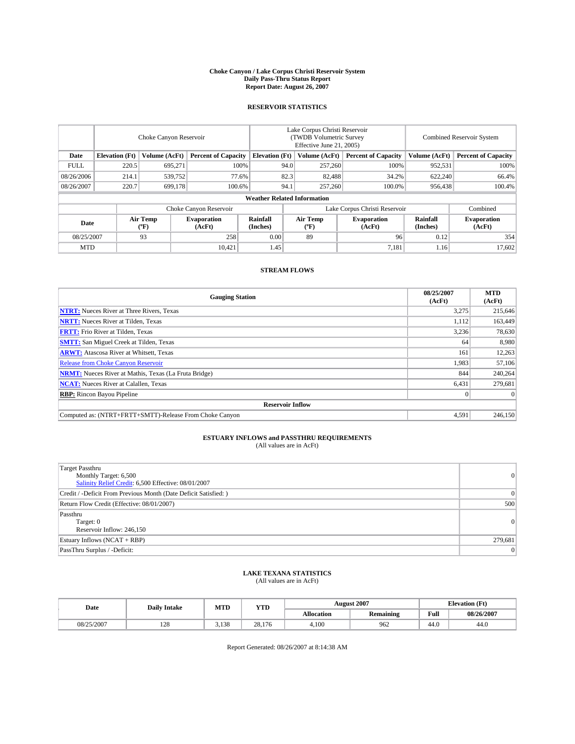# Choke Canyon / Lake Corpus Christi Reservoir System
## Daily Pass-Thru Status Report
### Report Date: August 26, 2007

## RESERVOIR STATISTICS

| | Choke Canyon Reservoir | | | Lake Corpus Christi Reservoir (TWDB Volumetric Survey Effective June 21, 2005) | | | Combined Reservoir System | |
|---|---|---|---|---|---|---|---|---|
| Date | Elevation (Ft) | Volume (AcFt) | Percent of Capacity | Elevation (Ft) | Volume (AcFt) | Percent of Capacity | Volume (AcFt) | Percent of Capacity |
| FULL | 220.5 | 695,271 | 100% | 94.0 | 257,260 | 100% | 952,531 | 100% |
| 08/26/2006 | 214.1 | 539,752 | 77.6% | 82.3 | 82,488 | 34.2% | 622,240 | 66.4% |
| 08/26/2007 | 220.7 | 699,178 | 100.6% | 94.1 | 257,260 | 100.0% | 956,438 | 100.4% |

**Weather Related Information**

| | Choke Canyon Reservoir | | | Lake Corpus Christi Reservoir | | | Combined |
|---|---|---|---|---|---|---|---|
| Date | Air Temp (ºF) | Evaporation (AcFt) | Rainfall (Inches) | Air Temp (ºF) | Evaporation (AcFt) | Rainfall (Inches) | Evaporation (AcFt) |
| 08/25/2007 | 93 | 258 | 0.00 | 89 | 96 | 0.12 | 354 |
| MTD | | 10,421 | 1.45 | | 7,181 | 1.16 | 17,602 |

## STREAM FLOWS

| Gauging Station | 08/25/2007 (AcFt) | MTD (AcFt) |
|---|---|---|
| **NTRT:** Nueces River at Three Rivers, Texas | 3,275 | 215,646 |
| **NRTT:** Nueces River at Tilden, Texas | 1,112 | 163,449 |
| **FRTT:** Frio River at Tilden, Texas | 3,236 | 78,630 |
| **SMTT:** San Miguel Creek at Tilden, Texas | 64 | 8,980 |
| **ARWT:** Atascosa River at Whitsett, Texas | 161 | 12,263 |
| Release from Choke Canyon Reservoir | 1,983 | 57,106 |
| **NRMT:** Nueces River at Mathis, Texas (La Fruta Bridge) | 844 | 240,264 |
| **NCAT:** Nueces River at Calallen, Texas | 6,431 | 279,681 |
| **RBP:** Rincon Bayou Pipeline | 0 | 0 |
| **Reservoir Inflow** | | |
| Computed as: (NTRT+FRTT+SMTT)-Release From Choke Canyon | 4,591 | 246,150 |

## ESTUARY INFLOWS and PASSTHRU REQUIREMENTS
(All values are in AcFt)

| | |
|---|---|
| Target Passthru<br>Monthly Target: 6,500<br>Salinity Relief Credit: 6,500 Effective: 08/01/2007 | 0 |
| Credit / -Deficit From Previous Month (Date Deficit Satisfied: ) | 0 |
| Return Flow Credit (Effective: 08/01/2007) | 500 |
| Passthru<br>Target: 0<br>Reservoir Inflow: 246,150 | 0 |
| Estuary Inflows (NCAT + RBP) | 279,681 |
| PassThru Surplus / -Deficit: | 0 |

## LAKE TEXANA STATISTICS
(All values are in AcFt)

| Date | Daily Intake | MTD | YTD | August 2007 | | Elevation (Ft) | |
|---|---|---|---|---|---|---|---|
| | | | | Allocation | Remaining | Full | 08/26/2007 |
| 08/25/2007 | 128 | 3,138 | 28,176 | 4,100 | 962 | 44.0 | 44.0 |

Report Generated: 08/26/2007 at 8:14:38 AM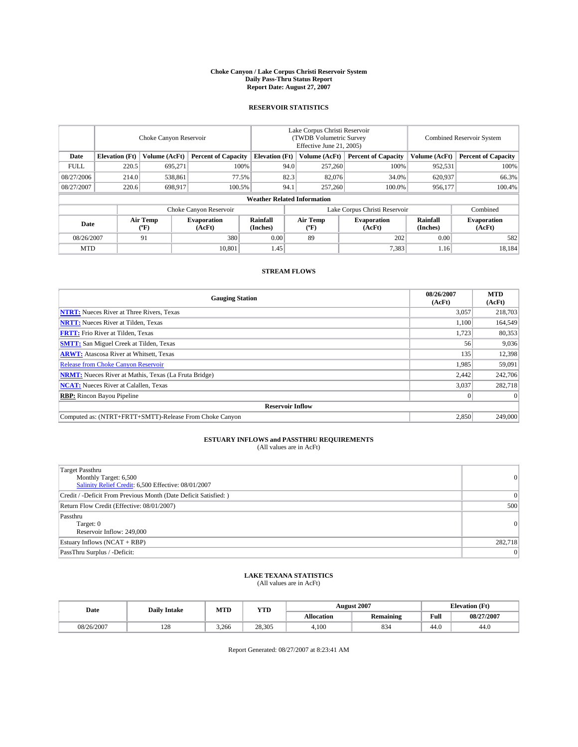# Choke Canyon / Lake Corpus Christi Reservoir System
## Daily Pass-Thru Status Report
## Report Date: August 27, 2007

### RESERVOIR STATISTICS

| | Choke Canyon Reservoir | | | Lake Corpus Christi Reservoir (TWDB Volumetric Survey Effective June 21, 2005) | | | Combined Reservoir System | |
|---|---|---|---|---|---|---|---|---|
| Date | Elevation (Ft) | Volume (AcFt) | Percent of Capacity | Elevation (Ft) | Volume (AcFt) | Percent of Capacity | Volume (AcFt) | Percent of Capacity |
| FULL | 220.5 | 695,271 | 100% | 94.0 | 257,260 | 100% | 952,531 | 100% |
| 08/27/2006 | 214.0 | 538,861 | 77.5% | 82.3 | 82,076 | 34.0% | 620,937 | 66.3% |
| 08/27/2007 | 220.6 | 698,917 | 100.5% | 94.1 | 257,260 | 100.0% | 956,177 | 100.4% |

**Weather Related Information**

| | Choke Canyon Reservoir | | | Lake Corpus Christi Reservoir | | | Combined |
|---|---|---|---|---|---|---|---|
| Date | Air Temp (ºF) | Evaporation (AcFt) | Rainfall (Inches) | Air Temp (ºF) | Evaporation (AcFt) | Rainfall (Inches) | Evaporation (AcFt) |
| 08/26/2007 | 91 | 380 | 0.00 | 89 | 202 | 0.00 | 582 |
| MTD | | 10,801 | 1.45 | | 7,383 | 1.16 | 18,184 |

### STREAM FLOWS

| Gauging Station | 08/26/2007 (AcFt) | MTD (AcFt) |
|---|---|---|
| **NTRT:** Nueces River at Three Rivers, Texas | 3,057 | 218,703 |
| **NRTT:** Nueces River at Tilden, Texas | 1,100 | 164,549 |
| **FRTT:** Frio River at Tilden, Texas | 1,723 | 80,353 |
| **SMTT:** San Miguel Creek at Tilden, Texas | 56 | 9,036 |
| **ARWT:** Atascosa River at Whitsett, Texas | 135 | 12,398 |
| Release from Choke Canyon Reservoir | 1,985 | 59,091 |
| **NRMT:** Nueces River at Mathis, Texas (La Fruta Bridge) | 2,442 | 242,706 |
| **NCAT:** Nueces River at Calallen, Texas | 3,037 | 282,718 |
| **RBP:** Rincon Bayou Pipeline | 0 | 0 |
| **Reservoir Inflow** | | |
| Computed as: (NTRT+FRTT+SMTT)-Release From Choke Canyon | 2,850 | 249,000 |

### ESTUARY INFLOWS and PASSTHRU REQUIREMENTS
(All values are in AcFt)

| | |
|---|---|
| Target Passthru<br>Monthly Target: 6,500<br>Salinity Relief Credit: 6,500 Effective: 08/01/2007 | 0 |
| Credit / -Deficit From Previous Month (Date Deficit Satisfied: ) | 0 |
| Return Flow Credit (Effective: 08/01/2007) | 500 |
| Passthru<br>Target: 0<br>Reservoir Inflow: 249,000 | 0 |
| Estuary Inflows (NCAT + RBP) | 282,718 |
| PassThru Surplus / -Deficit: | 0 |

### LAKE TEXANA STATISTICS
(All values are in AcFt)

| Date | Daily Intake | MTD | YTD | August 2007 | | Elevation (Ft) | |
|---|---|---|---|---|---|---|---|
| | | | | Allocation | Remaining | Full | 08/27/2007 |
| 08/26/2007 | 128 | 3,266 | 28,305 | 4,100 | 834 | 44.0 | 44.0 |

Report Generated: 08/27/2007 at 8:23:41 AM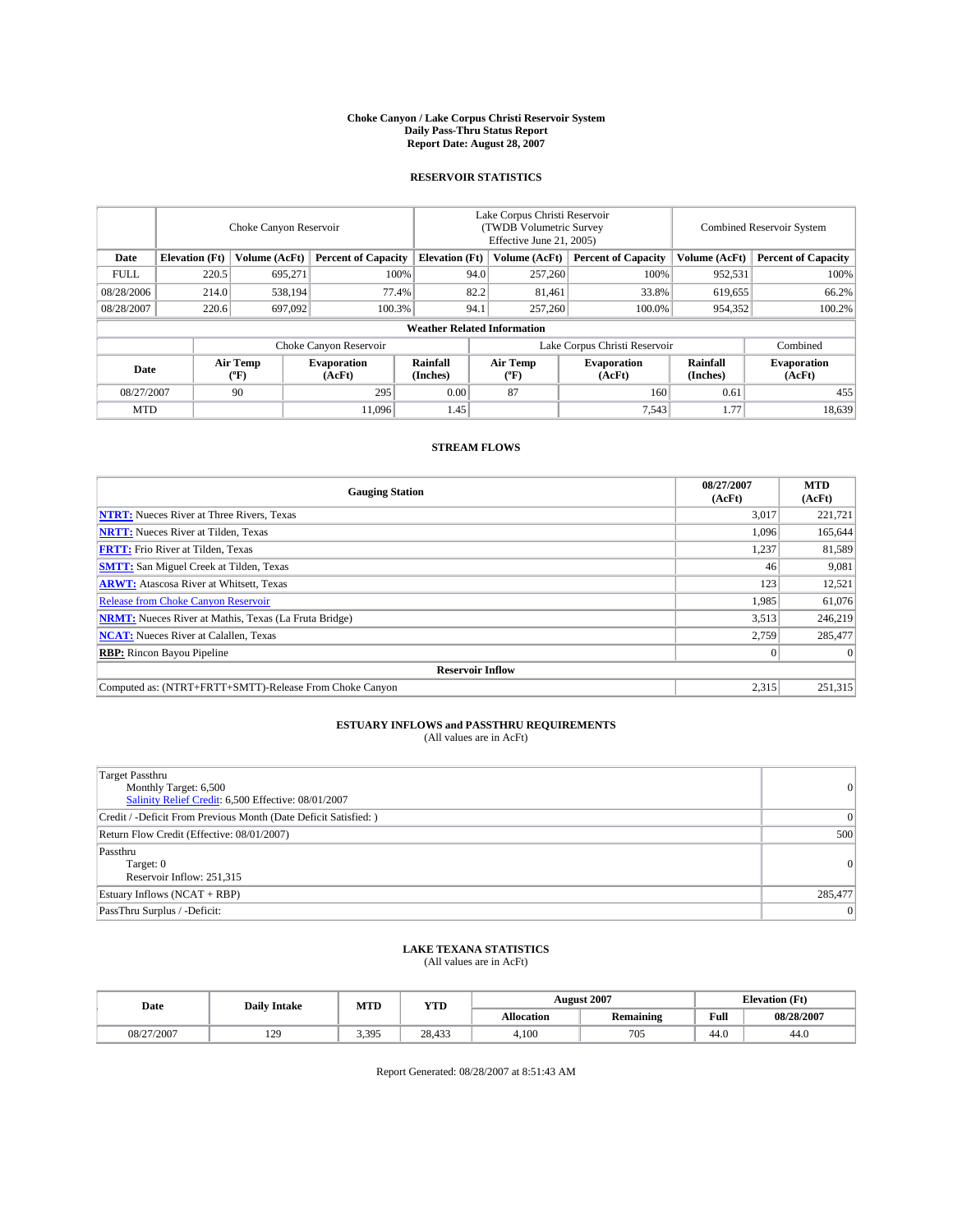# Choke Canyon / Lake Corpus Christi Reservoir System
## Daily Pass-Thru Status Report
## Report Date: August 28, 2007

### RESERVOIR STATISTICS

| | Choke Canyon Reservoir | | | Lake Corpus Christi Reservoir (TWDB Volumetric Survey Effective June 21, 2005) | | | Combined Reservoir System | |
|---|---|---|---|---|---|---|---|---|
| Date | Elevation (Ft) | Volume (AcFt) | Percent of Capacity | Elevation (Ft) | Volume (AcFt) | Percent of Capacity | Volume (AcFt) | Percent of Capacity |
| FULL | 220.5 | 695,271 | 100% | 94.0 | 257,260 | 100% | 952,531 | 100% |
| 08/28/2006 | 214.0 | 538,194 | 77.4% | 82.2 | 81,461 | 33.8% | 619,655 | 66.2% |
| 08/28/2007 | 220.6 | 697,092 | 100.3% | 94.1 | 257,260 | 100.0% | 954,352 | 100.2% |

**Weather Related Information**

| | Choke Canyon Reservoir | | | Lake Corpus Christi Reservoir | | | Combined |
|---|---|---|---|---|---|---|---|
| Date | Air Temp (°F) | Evaporation (AcFt) | Rainfall (Inches) | Air Temp (°F) | Evaporation (AcFt) | Rainfall (Inches) | Evaporation (AcFt) |
| 08/27/2007 | 90 | 295 | 0.00 | 87 | 160 | 0.61 | 455 |
| MTD | | 11,096 | 1.45 | | 7,543 | 1.77 | 18,639 |

### STREAM FLOWS

| Gauging Station | 08/27/2007 (AcFt) | MTD (AcFt) |
|---|---|---|
| **NTRT:** Nueces River at Three Rivers, Texas | 3,017 | 221,721 |
| **NRTT:** Nueces River at Tilden, Texas | 1,096 | 165,644 |
| **FRTT:** Frio River at Tilden, Texas | 1,237 | 81,589 |
| **SMTT:** San Miguel Creek at Tilden, Texas | 46 | 9,081 |
| **ARWT:** Atascosa River at Whitsett, Texas | 123 | 12,521 |
| Release from Choke Canyon Reservoir | 1,985 | 61,076 |
| **NRMT:** Nueces River at Mathis, Texas (La Fruta Bridge) | 3,513 | 246,219 |
| **NCAT:** Nueces River at Calallen, Texas | 2,759 | 285,477 |
| **RBP:** Rincon Bayou Pipeline | 0 | 0 |
| **Reservoir Inflow** | | |
| Computed as: (NTRT+FRTT+SMTT)-Release From Choke Canyon | 2,315 | 251,315 |

### ESTUARY INFLOWS and PASSTHRU REQUIREMENTS
(All values are in AcFt)

| | |
|---|---|
| Target Passthru<br>Monthly Target: 6,500<br>Salinity Relief Credit: 6,500 Effective: 08/01/2007 | 0 |
| Credit / -Deficit From Previous Month (Date Deficit Satisfied: ) | 0 |
| Return Flow Credit (Effective: 08/01/2007) | 500 |
| Passthru<br>Target: 0<br>Reservoir Inflow: 251,315 | 0 |
| Estuary Inflows (NCAT + RBP) | 285,477 |
| PassThru Surplus / -Deficit: | 0 |

### LAKE TEXANA STATISTICS
(All values are in AcFt)

| Date | Daily Intake | MTD | YTD | August 2007 | | Elevation (Ft) | |
|---|---|---|---|---|---|---|---|
| | | | | Allocation | Remaining | Full | 08/28/2007 |
| 08/27/2007 | 129 | 3,395 | 28,433 | 4,100 | 705 | 44.0 | 44.0 |

Report Generated: 08/28/2007 at 8:51:43 AM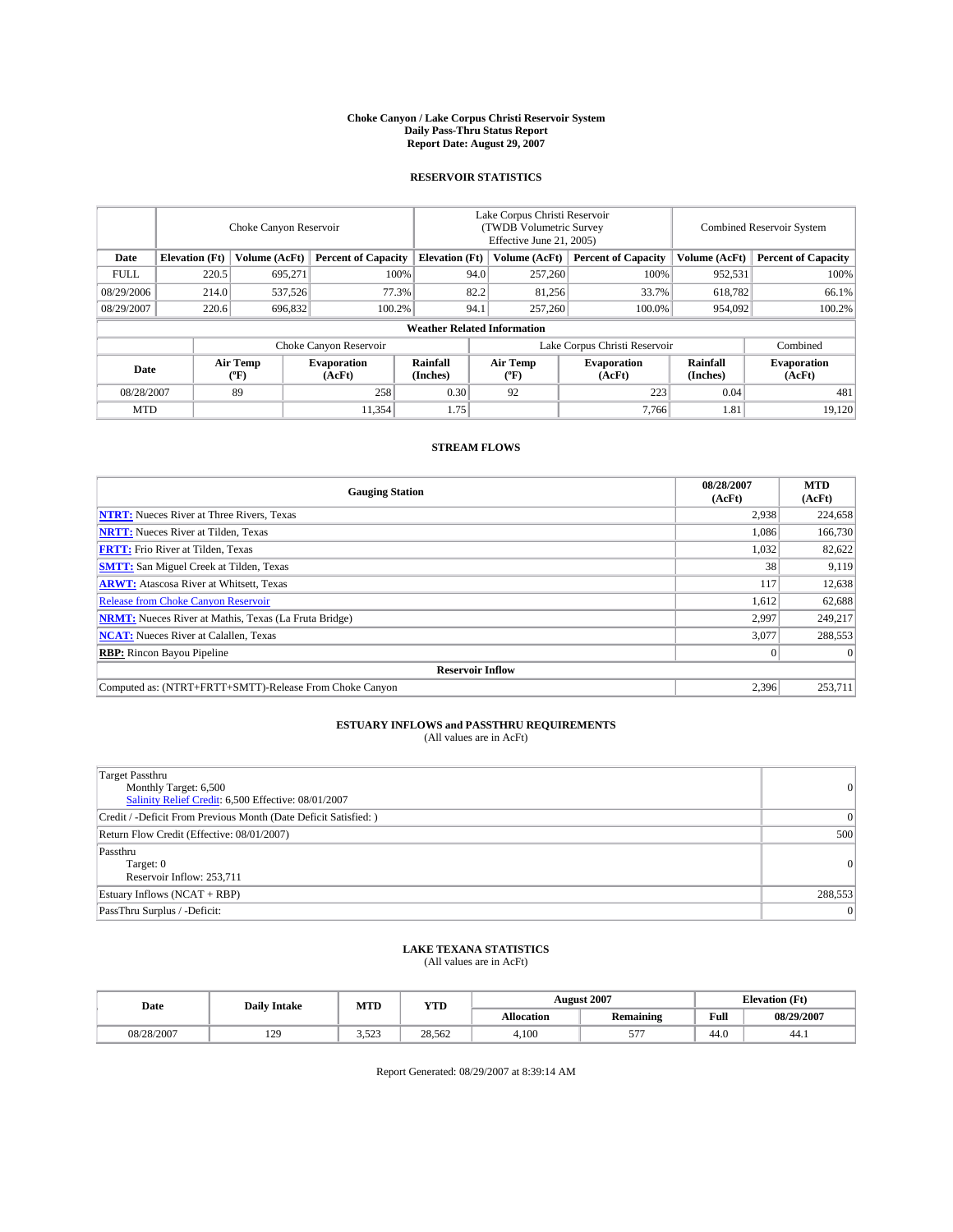# Choke Canyon / Lake Corpus Christi Reservoir System
## Daily Pass-Thru Status Report
### Report Date: August 29, 2007

## RESERVOIR STATISTICS

| Date | Choke Canyon Reservoir | | | Lake Corpus Christi Reservoir (TWDB Volumetric Survey Effective June 21, 2005) | | | Combined Reservoir System | |
|---|---|---|---|---|---|---|---|---|
| | Elevation (Ft) | Volume (AcFt) | Percent of Capacity | Elevation (Ft) | Volume (AcFt) | Percent of Capacity | Volume (AcFt) | Percent of Capacity |
| FULL | 220.5 | 695,271 | 100% | 94.0 | 257,260 | 100% | 952,531 | 100% |
| 08/29/2006 | 214.0 | 537,526 | 77.3% | 82.2 | 81,256 | 33.7% | 618,782 | 66.1% |
| 08/29/2007 | 220.6 | 696,832 | 100.2% | 94.1 | 257,260 | 100.0% | 954,092 | 100.2% |

**Weather Related Information**

| Date | Choke Canyon Reservoir | | | Lake Corpus Christi Reservoir | | | Combined |
|---|---|---|---|---|---|---|---|
| | Air Temp (°F) | Evaporation (AcFt) | Rainfall (Inches) | Air Temp (°F) | Evaporation (AcFt) | Rainfall (Inches) | Evaporation (AcFt) |
| 08/28/2007 | 89 | 258 | 0.30 | 92 | 223 | 0.04 | 481 |
| MTD | | 11,354 | 1.75 | | 7,766 | 1.81 | 19,120 |

## STREAM FLOWS

| Gauging Station | 08/28/2007 (AcFt) | MTD (AcFt) |
|---|---|---|
| **NTRT:** Nueces River at Three Rivers, Texas | 2,938 | 224,658 |
| **NRTT:** Nueces River at Tilden, Texas | 1,086 | 166,730 |
| **FRTT:** Frio River at Tilden, Texas | 1,032 | 82,622 |
| **SMTT:** San Miguel Creek at Tilden, Texas | 38 | 9,119 |
| **ARWT:** Atascosa River at Whitsett, Texas | 117 | 12,638 |
| Release from Choke Canyon Reservoir | 1,612 | 62,688 |
| **NRMT:** Nueces River at Mathis, Texas (La Fruta Bridge) | 2,997 | 249,217 |
| **NCAT:** Nueces River at Calallen, Texas | 3,077 | 288,553 |
| **RBP:** Rincon Bayou Pipeline | 0 | 0 |
| **Reservoir Inflow** | | |
| Computed as: (NTRT+FRTT+SMTT)-Release From Choke Canyon | 2,396 | 253,711 |

## ESTUARY INFLOWS and PASSTHRU REQUIREMENTS
(All values are in AcFt)

| | |
|---|---|
| Target Passthru<br>Monthly Target: 6,500<br>Salinity Relief Credit: 6,500 Effective: 08/01/2007 | 0 |
| Credit / -Deficit From Previous Month (Date Deficit Satisfied: ) | 0 |
| Return Flow Credit (Effective: 08/01/2007) | 500 |
| Passthru<br>Target: 0<br>Reservoir Inflow: 253,711 | 0 |
| Estuary Inflows (NCAT + RBP) | 288,553 |
| PassThru Surplus / -Deficit: | 0 |

## LAKE TEXANA STATISTICS
(All values are in AcFt)

| Date | Daily Intake | MTD | YTD | August 2007 | | Elevation (Ft) | |
|---|---|---|---|---|---|---|---|
| | | | | Allocation | Remaining | Full | 08/29/2007 |
| 08/28/2007 | 129 | 3,523 | 28,562 | 4,100 | 577 | 44.0 | 44.1 |

Report Generated: 08/29/2007 at 8:39:14 AM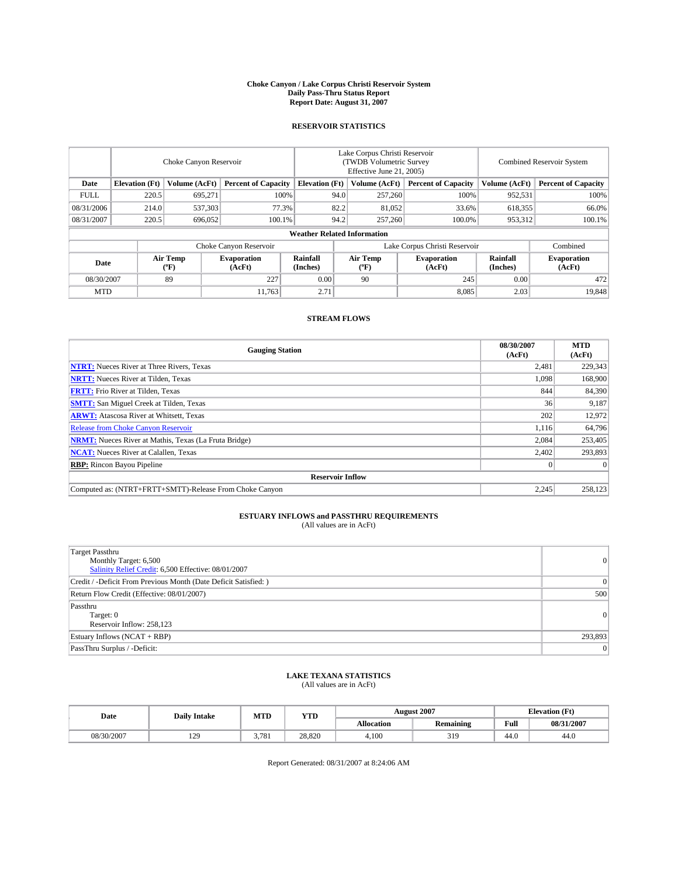# Choke Canyon / Lake Corpus Christi Reservoir System
## Daily Pass-Thru Status Report
## Report Date: August 31, 2007

### RESERVOIR STATISTICS

| | Choke Canyon Reservoir | | | Lake Corpus Christi Reservoir (TWDB Volumetric Survey Effective June 21, 2005) | | | Combined Reservoir System | |
|---|---|---|---|---|---|---|---|---|
| Date | Elevation (Ft) | Volume (AcFt) | Percent of Capacity | Elevation (Ft) | Volume (AcFt) | Percent of Capacity | Volume (AcFt) | Percent of Capacity |
| FULL | 220.5 | 695,271 | 100% | 94.0 | 257,260 | 100% | 952,531 | 100% |
| 08/31/2006 | 214.0 | 537,303 | 77.3% | 82.2 | 81,052 | 33.6% | 618,355 | 66.0% |
| 08/31/2007 | 220.5 | 696,052 | 100.1% | 94.2 | 257,260 | 100.0% | 953,312 | 100.1% |

**Weather Related Information**

| | Choke Canyon Reservoir | | | Lake Corpus Christi Reservoir | | | Combined |
|---|---|---|---|---|---|---|---|
| Date | Air Temp (°F) | Evaporation (AcFt) | Rainfall (Inches) | Air Temp (°F) | Evaporation (AcFt) | Rainfall (Inches) | Evaporation (AcFt) |
| 08/30/2007 | 89 | 227 | 0.00 | 90 | 245 | 0.00 | 472 |
| MTD | | 11,763 | 2.71 | | 8,085 | 2.03 | 19,848 |

### STREAM FLOWS

| Gauging Station | 08/30/2007 (AcFt) | MTD (AcFt) |
|---|---|---|
| **NTRT:** Nueces River at Three Rivers, Texas | 2,481 | 229,343 |
| **NRTT:** Nueces River at Tilden, Texas | 1,098 | 168,900 |
| **FRTT:** Frio River at Tilden, Texas | 844 | 84,390 |
| **SMTT:** San Miguel Creek at Tilden, Texas | 36 | 9,187 |
| **ARWT:** Atascosa River at Whitsett, Texas | 202 | 12,972 |
| Release from Choke Canyon Reservoir | 1,116 | 64,796 |
| **NRMT:** Nueces River at Mathis, Texas (La Fruta Bridge) | 2,084 | 253,405 |
| **NCAT:** Nueces River at Calallen, Texas | 2,402 | 293,893 |
| **RBP:** Rincon Bayou Pipeline | 0 | 0 |
| **Reservoir Inflow** | | |
| Computed as: (NTRT+FRTT+SMTT)-Release From Choke Canyon | 2,245 | 258,123 |

### ESTUARY INFLOWS and PASSTHRU REQUIREMENTS
(All values are in AcFt)

| | |
|---|---|
| Target Passthru<br>Monthly Target: 6,500<br>Salinity Relief Credit: 6,500 Effective: 08/01/2007 | 0 |
| Credit / -Deficit From Previous Month (Date Deficit Satisfied: ) | 0 |
| Return Flow Credit (Effective: 08/01/2007) | 500 |
| Passthru<br>Target: 0<br>Reservoir Inflow: 258,123 | 0 |
| Estuary Inflows (NCAT + RBP) | 293,893 |
| PassThru Surplus / -Deficit: | 0 |

### LAKE TEXANA STATISTICS
(All values are in AcFt)

| Date | Daily Intake | MTD | YTD | August 2007 | | Elevation (Ft) | |
|---|---|---|---|---|---|---|---|
| | | | | Allocation | Remaining | Full | 08/31/2007 |
| 08/30/2007 | 129 | 3,781 | 28,820 | 4,100 | 319 | 44.0 | 44.0 |

Report Generated: 08/31/2007 at 8:24:06 AM